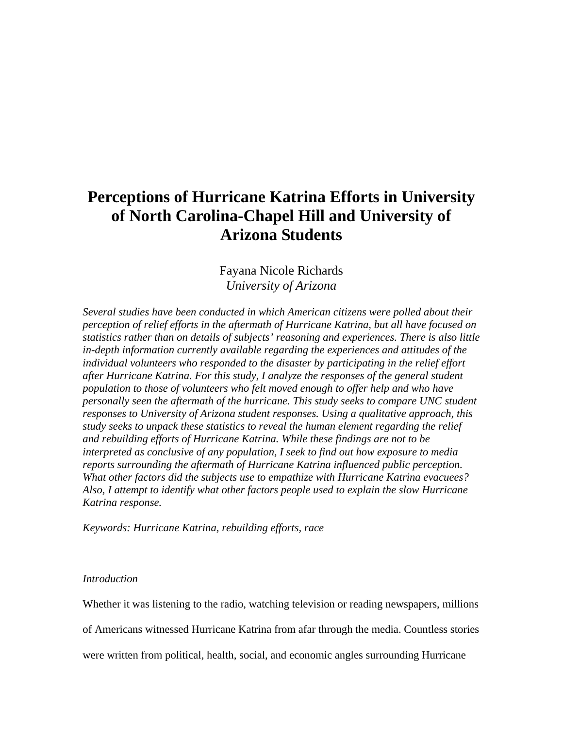# Perceptions of Hurricane Katrina Efforts in University of North Carolina-Chapel Hill and University of Arizona Students

Fayana Nicole Richards
*University of Arizona*

*Several studies have been conducted in which American citizens were polled about their perception of relief efforts in the aftermath of Hurricane Katrina, but all have focused on statistics rather than on details of subjects' reasoning and experiences. There is also little in-depth information currently available regarding the experiences and attitudes of the individual volunteers who responded to the disaster by participating in the relief effort after Hurricane Katrina. For this study, I analyze the responses of the general student population to those of volunteers who felt moved enough to offer help and who have personally seen the aftermath of the hurricane. This study seeks to compare UNC student responses to University of Arizona student responses. Using a qualitative approach, this study seeks to unpack these statistics to reveal the human element regarding the relief and rebuilding efforts of Hurricane Katrina. While these findings are not to be interpreted as conclusive of any population, I seek to find out how exposure to media reports surrounding the aftermath of Hurricane Katrina influenced public perception. What other factors did the subjects use to empathize with Hurricane Katrina evacuees? Also, I attempt to identify what other factors people used to explain the slow Hurricane Katrina response.*

*Keywords: Hurricane Katrina, rebuilding efforts, race*

*Introduction*

Whether it was listening to the radio, watching television or reading newspapers, millions of Americans witnessed Hurricane Katrina from afar through the media. Countless stories were written from political, health, social, and economic angles surrounding Hurricane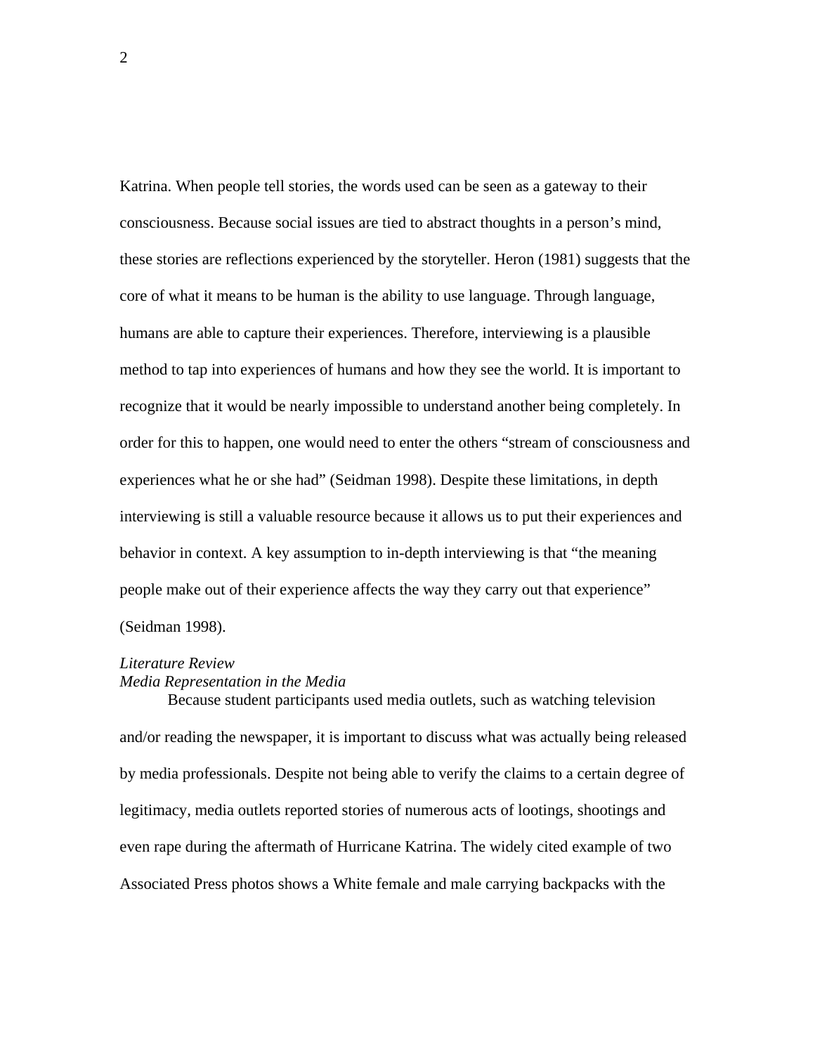Katrina. When people tell stories, the words used can be seen as a gateway to their consciousness. Because social issues are tied to abstract thoughts in a person's mind, these stories are reflections experienced by the storyteller. Heron (1981) suggests that the core of what it means to be human is the ability to use language. Through language, humans are able to capture their experiences. Therefore, interviewing is a plausible method to tap into experiences of humans and how they see the world. It is important to recognize that it would be nearly impossible to understand another being completely. In order for this to happen, one would need to enter the others "stream of consciousness and experiences what he or she had" (Seidman 1998). Despite these limitations, in depth interviewing is still a valuable resource because it allows us to put their experiences and behavior in context. A key assumption to in-depth interviewing is that "the meaning people make out of their experience affects the way they carry out that experience" (Seidman 1998).

## *Literature Review*

### *Media Representation in the Media*

Because student participants used media outlets, such as watching television and/or reading the newspaper, it is important to discuss what was actually being released by media professionals. Despite not being able to verify the claims to a certain degree of legitimacy, media outlets reported stories of numerous acts of lootings, shootings and even rape during the aftermath of Hurricane Katrina. The widely cited example of two Associated Press photos shows a White female and male carrying backpacks with the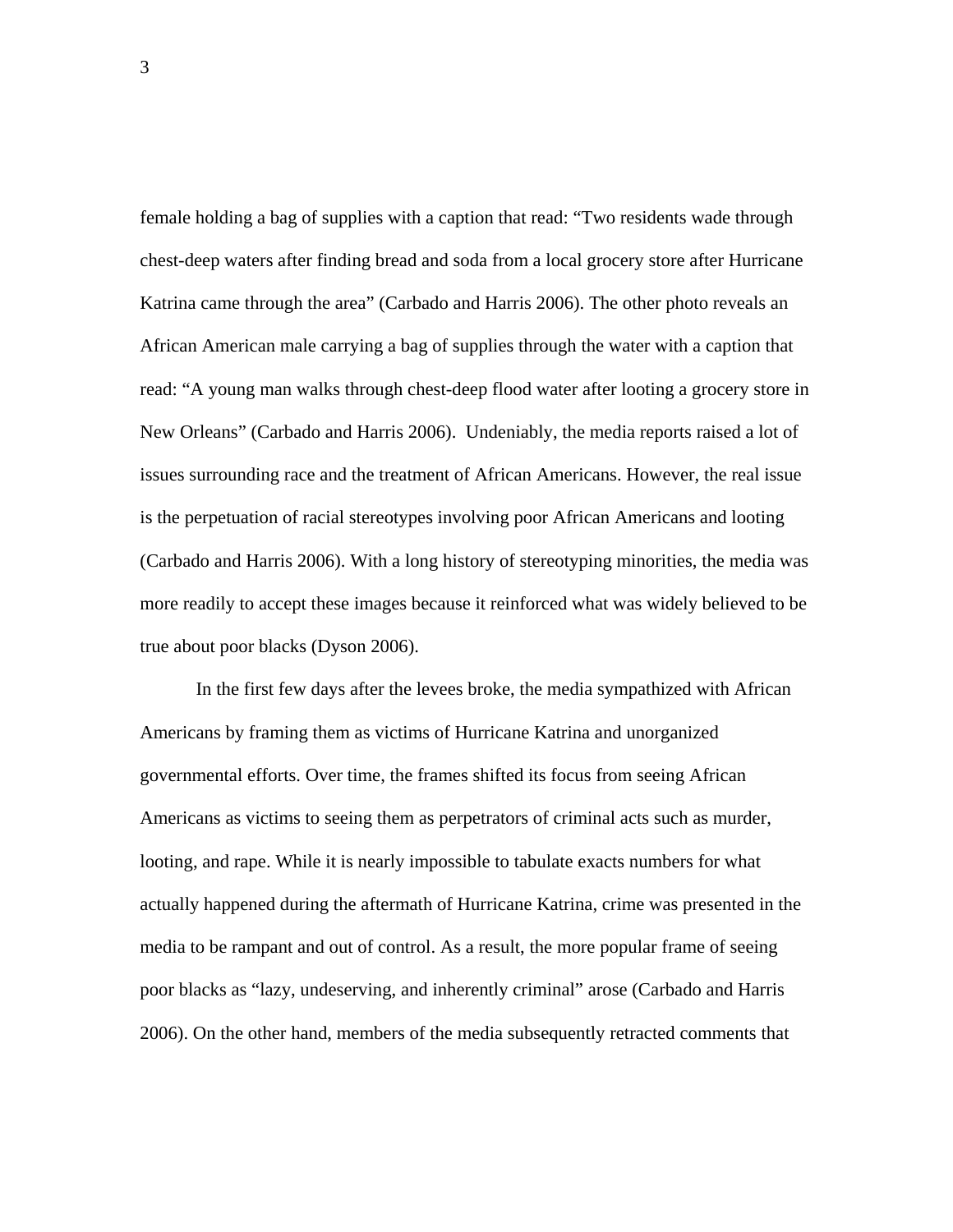female holding a bag of supplies with a caption that read: “Two residents wade through chest-deep waters after finding bread and soda from a local grocery store after Hurricane Katrina came through the area” (Carbado and Harris 2006). The other photo reveals an African American male carrying a bag of supplies through the water with a caption that read: “A young man walks through chest-deep flood water after looting a grocery store in New Orleans” (Carbado and Harris 2006). Undeniably, the media reports raised a lot of issues surrounding race and the treatment of African Americans. However, the real issue is the perpetuation of racial stereotypes involving poor African Americans and looting (Carbado and Harris 2006). With a long history of stereotyping minorities, the media was more readily to accept these images because it reinforced what was widely believed to be true about poor blacks (Dyson 2006).

In the first few days after the levees broke, the media sympathized with African Americans by framing them as victims of Hurricane Katrina and unorganized governmental efforts. Over time, the frames shifted its focus from seeing African Americans as victims to seeing them as perpetrators of criminal acts such as murder, looting, and rape. While it is nearly impossible to tabulate exacts numbers for what actually happened during the aftermath of Hurricane Katrina, crime was presented in the media to be rampant and out of control. As a result, the more popular frame of seeing poor blacks as “lazy, undeserving, and inherently criminal” arose (Carbado and Harris 2006). On the other hand, members of the media subsequently retracted comments that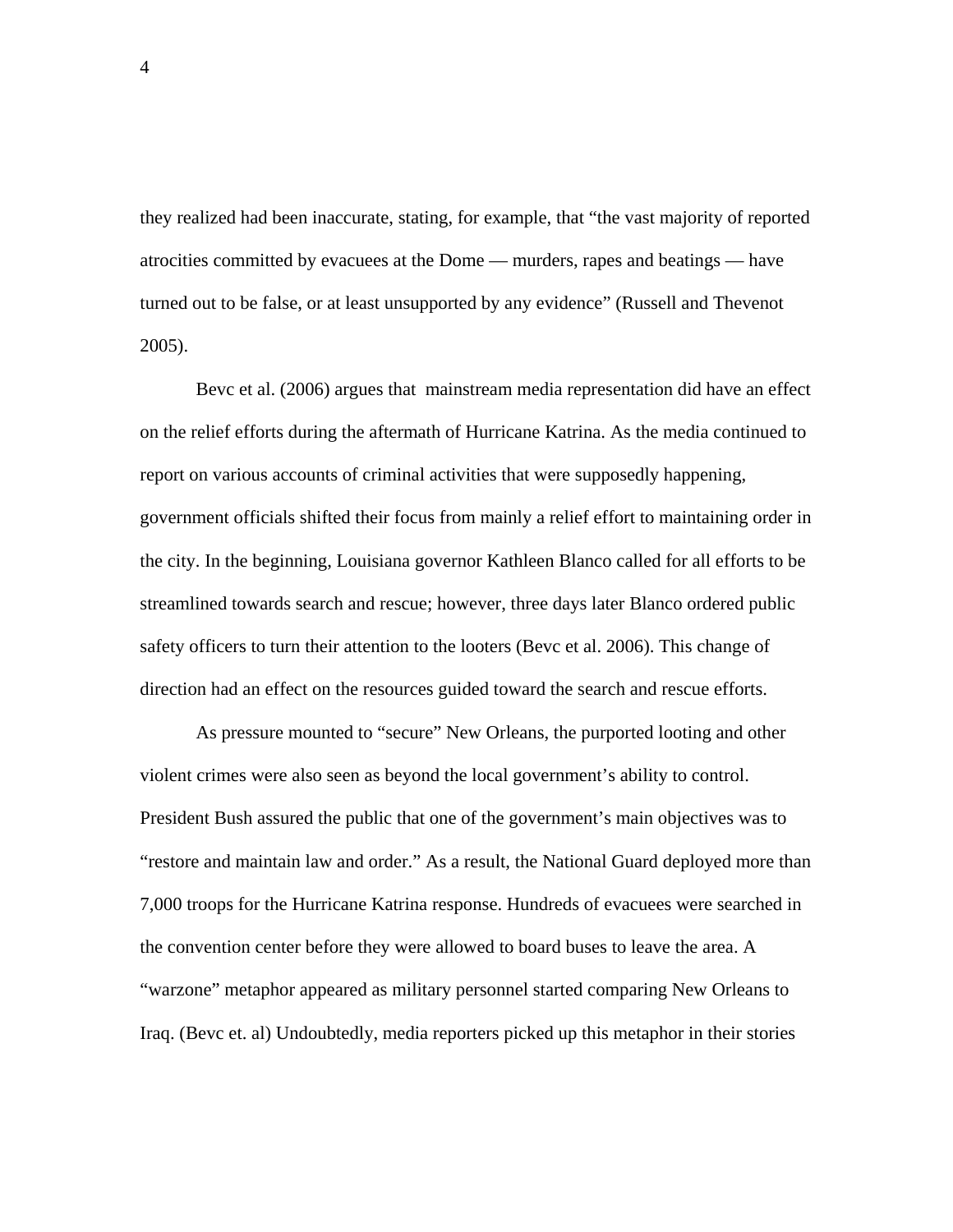they realized had been inaccurate, stating, for example, that "the vast majority of reported atrocities committed by evacuees at the Dome — murders, rapes and beatings — have turned out to be false, or at least unsupported by any evidence" (Russell and Thevenot 2005).

Bevc et al. (2006) argues that mainstream media representation did have an effect on the relief efforts during the aftermath of Hurricane Katrina. As the media continued to report on various accounts of criminal activities that were supposedly happening, government officials shifted their focus from mainly a relief effort to maintaining order in the city. In the beginning, Louisiana governor Kathleen Blanco called for all efforts to be streamlined towards search and rescue; however, three days later Blanco ordered public safety officers to turn their attention to the looters (Bevc et al. 2006). This change of direction had an effect on the resources guided toward the search and rescue efforts.

As pressure mounted to "secure" New Orleans, the purported looting and other violent crimes were also seen as beyond the local government's ability to control. President Bush assured the public that one of the government's main objectives was to "restore and maintain law and order." As a result, the National Guard deployed more than 7,000 troops for the Hurricane Katrina response. Hundreds of evacuees were searched in the convention center before they were allowed to board buses to leave the area. A "warzone" metaphor appeared as military personnel started comparing New Orleans to Iraq. (Bevc et. al) Undoubtedly, media reporters picked up this metaphor in their stories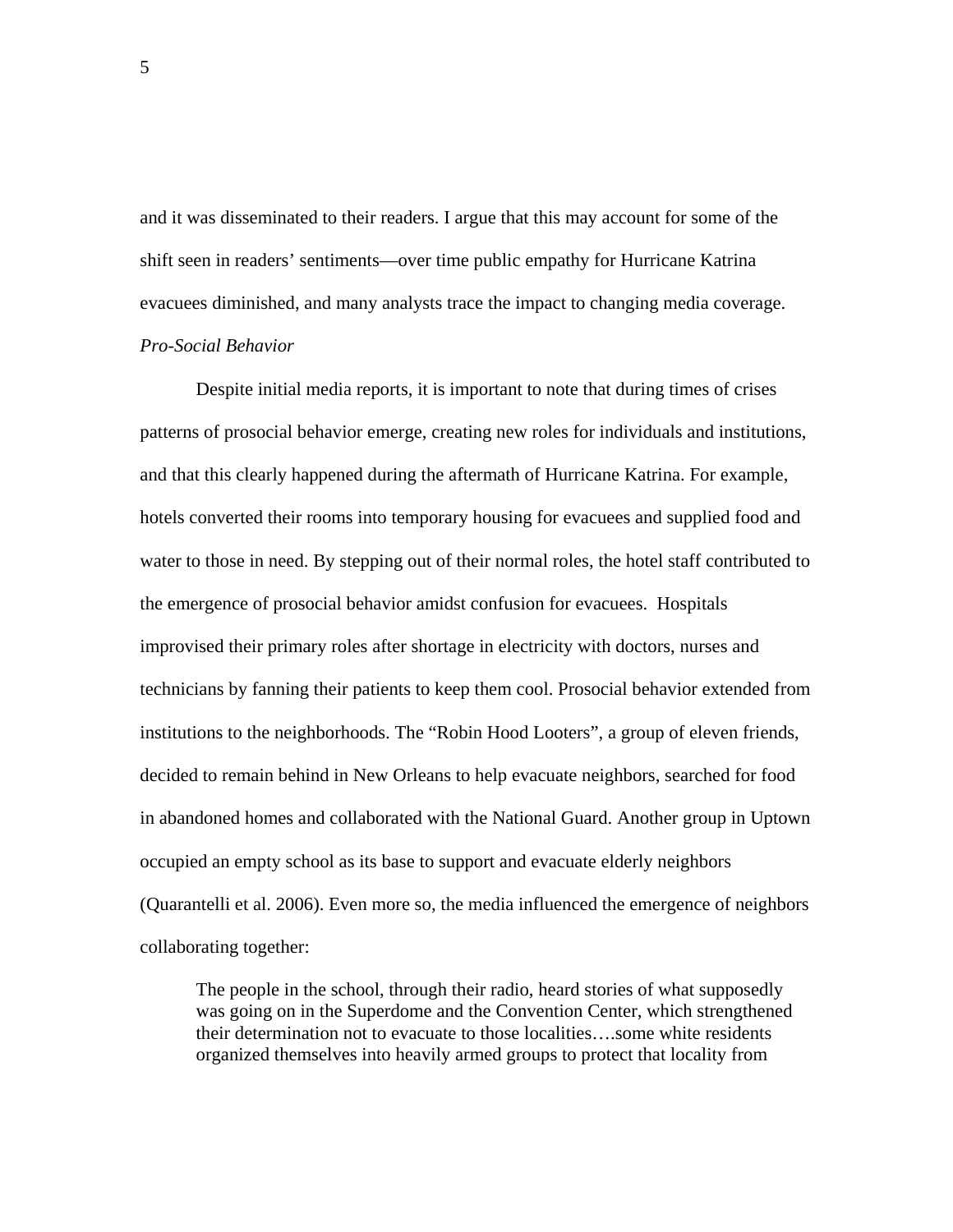and it was disseminated to their readers. I argue that this may account for some of the shift seen in readers' sentiments—over time public empathy for Hurricane Katrina evacuees diminished, and many analysts trace the impact to changing media coverage.

*Pro-Social Behavior*

Despite initial media reports, it is important to note that during times of crises patterns of prosocial behavior emerge, creating new roles for individuals and institutions, and that this clearly happened during the aftermath of Hurricane Katrina. For example, hotels converted their rooms into temporary housing for evacuees and supplied food and water to those in need. By stepping out of their normal roles, the hotel staff contributed to the emergence of prosocial behavior amidst confusion for evacuees. Hospitals improvised their primary roles after shortage in electricity with doctors, nurses and technicians by fanning their patients to keep them cool. Prosocial behavior extended from institutions to the neighborhoods. The "Robin Hood Looters", a group of eleven friends, decided to remain behind in New Orleans to help evacuate neighbors, searched for food in abandoned homes and collaborated with the National Guard. Another group in Uptown occupied an empty school as its base to support and evacuate elderly neighbors (Quarantelli et al. 2006). Even more so, the media influenced the emergence of neighbors collaborating together:

> The people in the school, through their radio, heard stories of what supposedly was going on in the Superdome and the Convention Center, which strengthened their determination not to evacuate to those localities….some white residents organized themselves into heavily armed groups to protect that locality from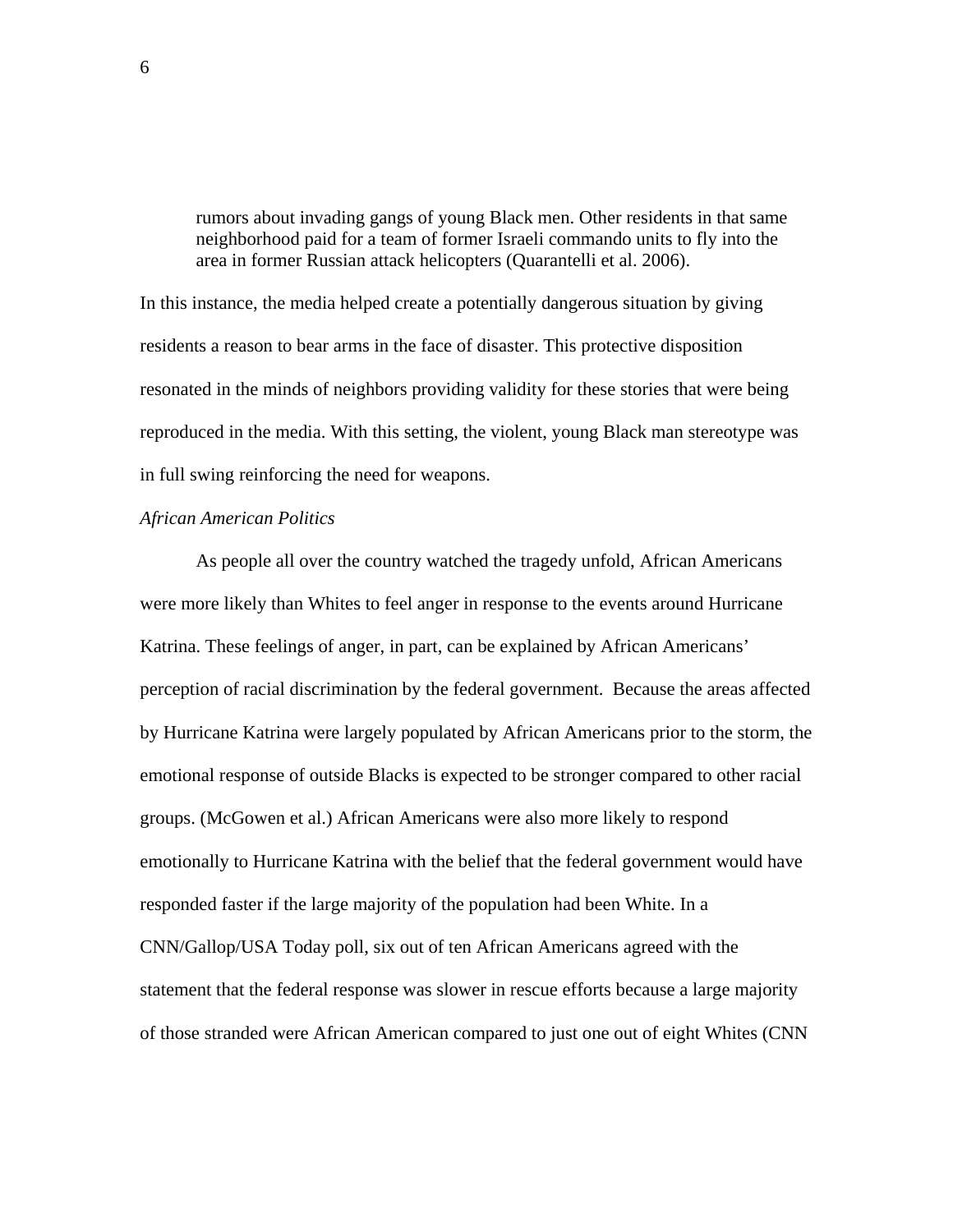> rumors about invading gangs of young Black men. Other residents in that same neighborhood paid for a team of former Israeli commando units to fly into the area in former Russian attack helicopters (Quarantelli et al. 2006).

In this instance, the media helped create a potentially dangerous situation by giving residents a reason to bear arms in the face of disaster. This protective disposition resonated in the minds of neighbors providing validity for these stories that were being reproduced in the media. With this setting, the violent, young Black man stereotype was in full swing reinforcing the need for weapons.

*African American Politics*

As people all over the country watched the tragedy unfold, African Americans were more likely than Whites to feel anger in response to the events around Hurricane Katrina. These feelings of anger, in part, can be explained by African Americans' perception of racial discrimination by the federal government. Because the areas affected by Hurricane Katrina were largely populated by African Americans prior to the storm, the emotional response of outside Blacks is expected to be stronger compared to other racial groups. (McGowen et al.) African Americans were also more likely to respond emotionally to Hurricane Katrina with the belief that the federal government would have responded faster if the large majority of the population had been White. In a CNN/Gallop/USA Today poll, six out of ten African Americans agreed with the statement that the federal response was slower in rescue efforts because a large majority of those stranded were African American compared to just one out of eight Whites (CNN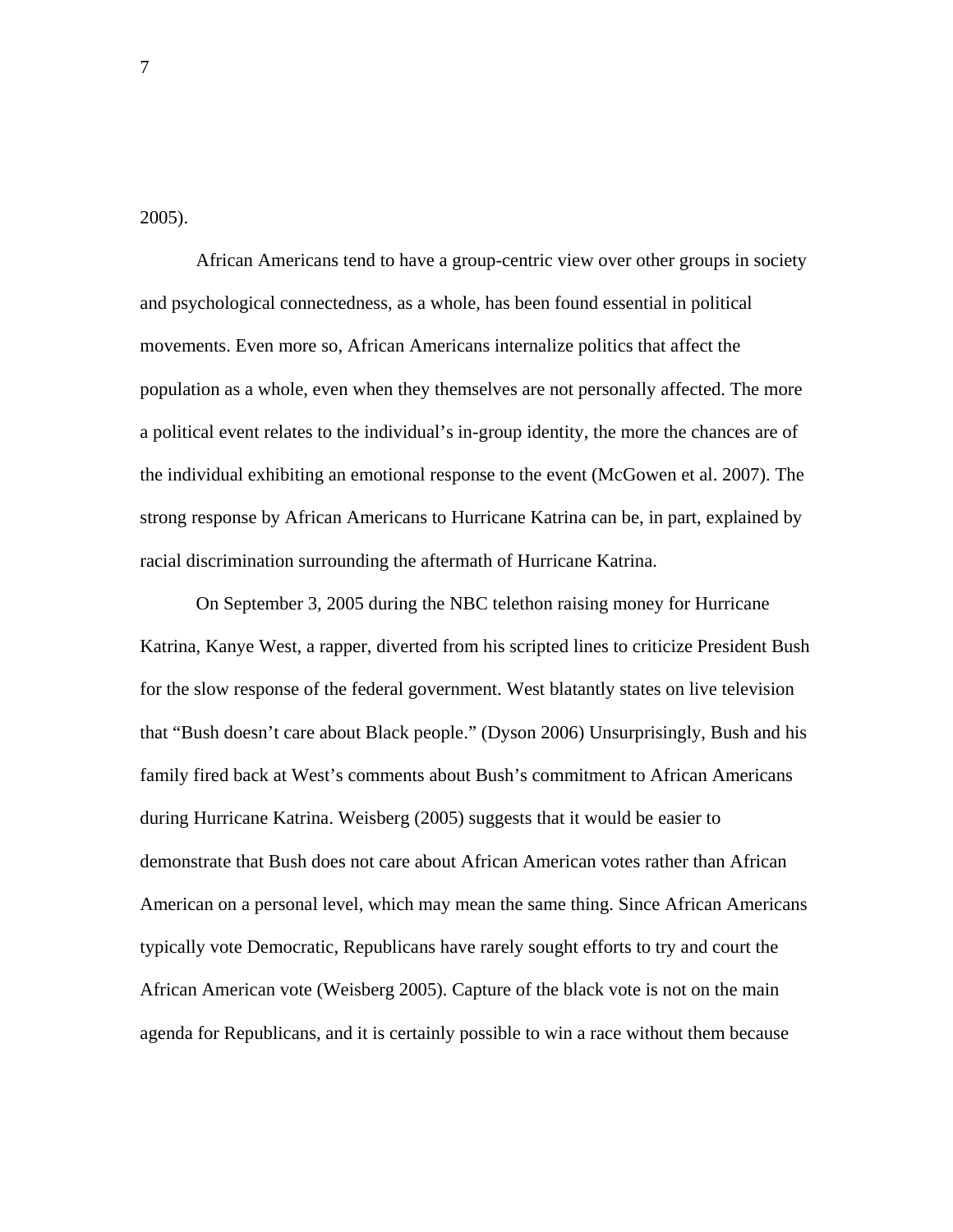2005).

African Americans tend to have a group-centric view over other groups in society and psychological connectedness, as a whole, has been found essential in political movements. Even more so, African Americans internalize politics that affect the population as a whole, even when they themselves are not personally affected. The more a political event relates to the individual's in-group identity, the more the chances are of the individual exhibiting an emotional response to the event (McGowen et al. 2007). The strong response by African Americans to Hurricane Katrina can be, in part, explained by racial discrimination surrounding the aftermath of Hurricane Katrina.

On September 3, 2005 during the NBC telethon raising money for Hurricane Katrina, Kanye West, a rapper, diverted from his scripted lines to criticize President Bush for the slow response of the federal government. West blatantly states on live television that "Bush doesn't care about Black people." (Dyson 2006) Unsurprisingly, Bush and his family fired back at West's comments about Bush's commitment to African Americans during Hurricane Katrina. Weisberg (2005) suggests that it would be easier to demonstrate that Bush does not care about African American votes rather than African American on a personal level, which may mean the same thing. Since African Americans typically vote Democratic, Republicans have rarely sought efforts to try and court the African American vote (Weisberg 2005). Capture of the black vote is not on the main agenda for Republicans, and it is certainly possible to win a race without them because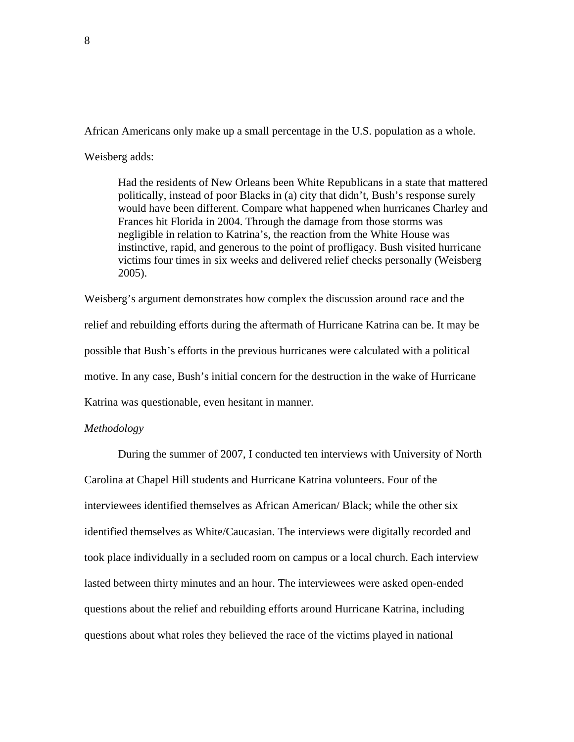African Americans only make up a small percentage in the U.S. population as a whole.

Weisberg adds:

> Had the residents of New Orleans been White Republicans in a state that mattered politically, instead of poor Blacks in (a) city that didn't, Bush's response surely would have been different. Compare what happened when hurricanes Charley and Frances hit Florida in 2004. Through the damage from those storms was negligible in relation to Katrina's, the reaction from the White House was instinctive, rapid, and generous to the point of profligacy. Bush visited hurricane victims four times in six weeks and delivered relief checks personally (Weisberg 2005).

Weisberg's argument demonstrates how complex the discussion around race and the relief and rebuilding efforts during the aftermath of Hurricane Katrina can be. It may be possible that Bush's efforts in the previous hurricanes were calculated with a political motive. In any case, Bush's initial concern for the destruction in the wake of Hurricane Katrina was questionable, even hesitant in manner.

*Methodology*

During the summer of 2007, I conducted ten interviews with University of North Carolina at Chapel Hill students and Hurricane Katrina volunteers. Four of the interviewees identified themselves as African American/ Black; while the other six identified themselves as White/Caucasian. The interviews were digitally recorded and took place individually in a secluded room on campus or a local church. Each interview lasted between thirty minutes and an hour. The interviewees were asked open-ended questions about the relief and rebuilding efforts around Hurricane Katrina, including questions about what roles they believed the race of the victims played in national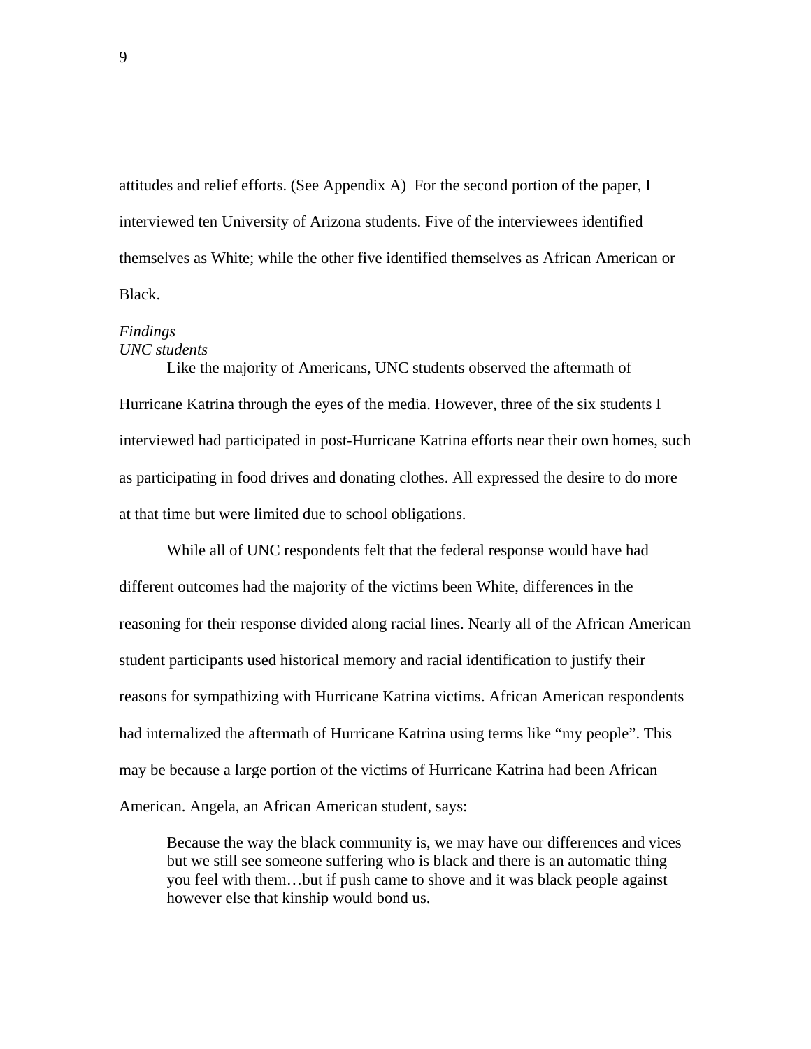attitudes and relief efforts. (See Appendix A) For the second portion of the paper, I interviewed ten University of Arizona students. Five of the interviewees identified themselves as White; while the other five identified themselves as African American or Black.

*Findings*

*UNC students*

Like the majority of Americans, UNC students observed the aftermath of Hurricane Katrina through the eyes of the media. However, three of the six students I interviewed had participated in post-Hurricane Katrina efforts near their own homes, such as participating in food drives and donating clothes. All expressed the desire to do more at that time but were limited due to school obligations.

While all of UNC respondents felt that the federal response would have had different outcomes had the majority of the victims been White, differences in the reasoning for their response divided along racial lines. Nearly all of the African American student participants used historical memory and racial identification to justify their reasons for sympathizing with Hurricane Katrina victims. African American respondents had internalized the aftermath of Hurricane Katrina using terms like "my people". This may be because a large portion of the victims of Hurricane Katrina had been African American. Angela, an African American student, says:

> Because the way the black community is, we may have our differences and vices but we still see someone suffering who is black and there is an automatic thing you feel with them…but if push came to shove and it was black people against however else that kinship would bond us.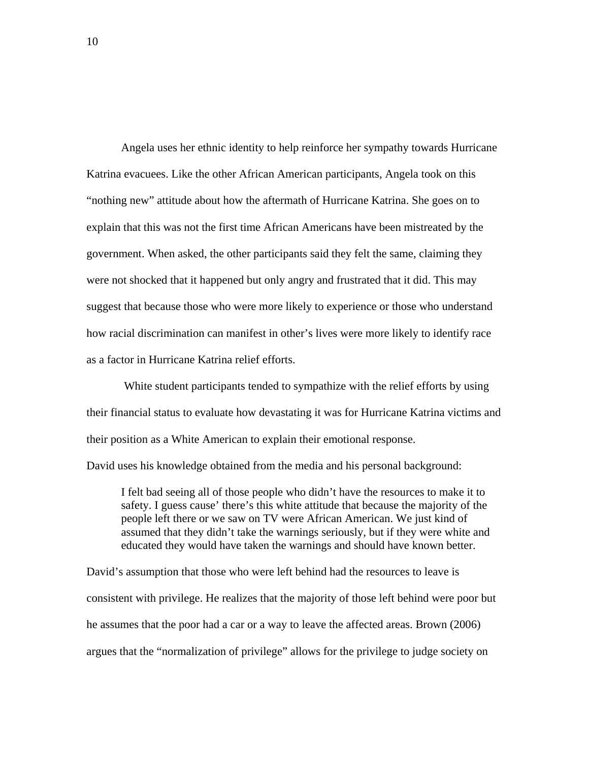Angela uses her ethnic identity to help reinforce her sympathy towards Hurricane Katrina evacuees. Like the other African American participants, Angela took on this "nothing new" attitude about how the aftermath of Hurricane Katrina. She goes on to explain that this was not the first time African Americans have been mistreated by the government. When asked, the other participants said they felt the same, claiming they were not shocked that it happened but only angry and frustrated that it did. This may suggest that because those who were more likely to experience or those who understand how racial discrimination can manifest in other's lives were more likely to identify race as a factor in Hurricane Katrina relief efforts.

White student participants tended to sympathize with the relief efforts by using their financial status to evaluate how devastating it was for Hurricane Katrina victims and their position as a White American to explain their emotional response.

David uses his knowledge obtained from the media and his personal background:

> I felt bad seeing all of those people who didn't have the resources to make it to safety. I guess cause' there's this white attitude that because the majority of the people left there or we saw on TV were African American. We just kind of assumed that they didn't take the warnings seriously, but if they were white and educated they would have taken the warnings and should have known better.

David's assumption that those who were left behind had the resources to leave is consistent with privilege. He realizes that the majority of those left behind were poor but he assumes that the poor had a car or a way to leave the affected areas. Brown (2006) argues that the "normalization of privilege" allows for the privilege to judge society on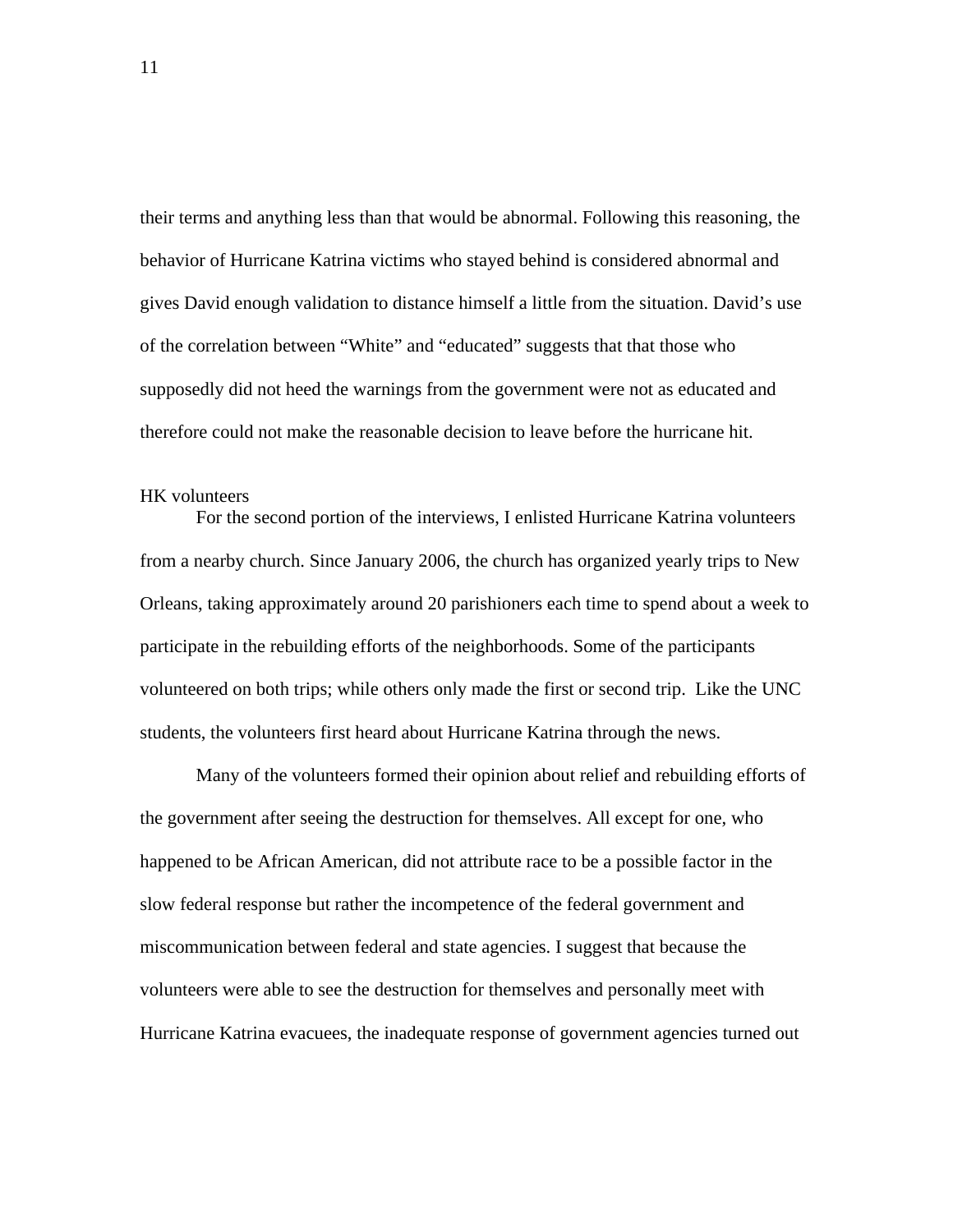their terms and anything less than that would be abnormal. Following this reasoning, the behavior of Hurricane Katrina victims who stayed behind is considered abnormal and gives David enough validation to distance himself a little from the situation. David's use of the correlation between "White" and "educated" suggests that that those who supposedly did not heed the warnings from the government were not as educated and therefore could not make the reasonable decision to leave before the hurricane hit.

HK volunteers

For the second portion of the interviews, I enlisted Hurricane Katrina volunteers from a nearby church. Since January 2006, the church has organized yearly trips to New Orleans, taking approximately around 20 parishioners each time to spend about a week to participate in the rebuilding efforts of the neighborhoods. Some of the participants volunteered on both trips; while others only made the first or second trip. Like the UNC students, the volunteers first heard about Hurricane Katrina through the news.

Many of the volunteers formed their opinion about relief and rebuilding efforts of the government after seeing the destruction for themselves. All except for one, who happened to be African American, did not attribute race to be a possible factor in the slow federal response but rather the incompetence of the federal government and miscommunication between federal and state agencies. I suggest that because the volunteers were able to see the destruction for themselves and personally meet with Hurricane Katrina evacuees, the inadequate response of government agencies turned out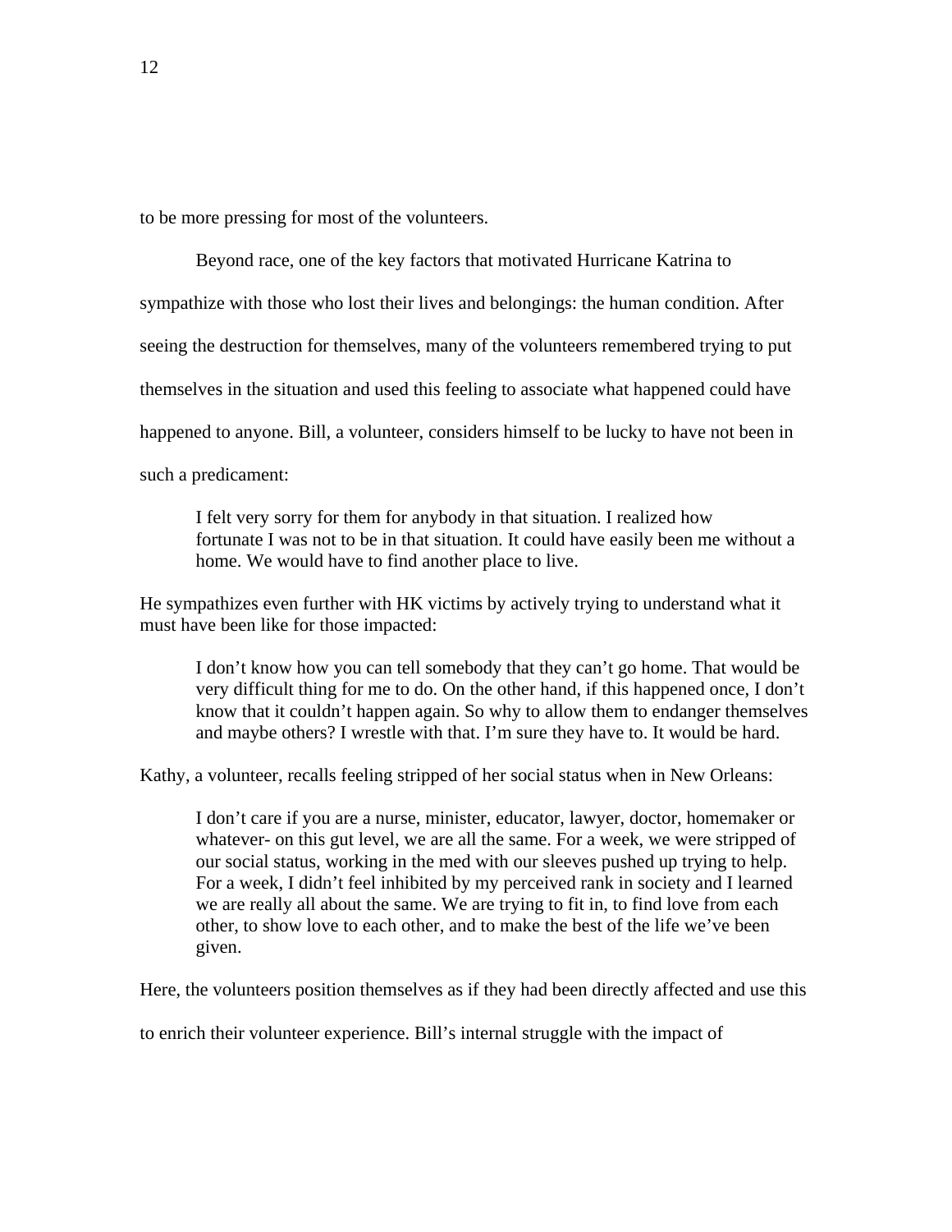to be more pressing for most of the volunteers.

Beyond race, one of the key factors that motivated Hurricane Katrina to sympathize with those who lost their lives and belongings: the human condition. After seeing the destruction for themselves, many of the volunteers remembered trying to put themselves in the situation and used this feeling to associate what happened could have happened to anyone. Bill, a volunteer, considers himself to be lucky to have not been in such a predicament:

> I felt very sorry for them for anybody in that situation. I realized how fortunate I was not to be in that situation. It could have easily been me without a home. We would have to find another place to live.

He sympathizes even further with HK victims by actively trying to understand what it must have been like for those impacted:

> I don't know how you can tell somebody that they can't go home. That would be very difficult thing for me to do. On the other hand, if this happened once, I don't know that it couldn't happen again. So why to allow them to endanger themselves and maybe others? I wrestle with that. I'm sure they have to. It would be hard.

Kathy, a volunteer, recalls feeling stripped of her social status when in New Orleans:

> I don't care if you are a nurse, minister, educator, lawyer, doctor, homemaker or whatever- on this gut level, we are all the same. For a week, we were stripped of our social status, working in the med with our sleeves pushed up trying to help. For a week, I didn't feel inhibited by my perceived rank in society and I learned we are really all about the same. We are trying to fit in, to find love from each other, to show love to each other, and to make the best of the life we've been given.

Here, the volunteers position themselves as if they had been directly affected and use this to enrich their volunteer experience. Bill's internal struggle with the impact of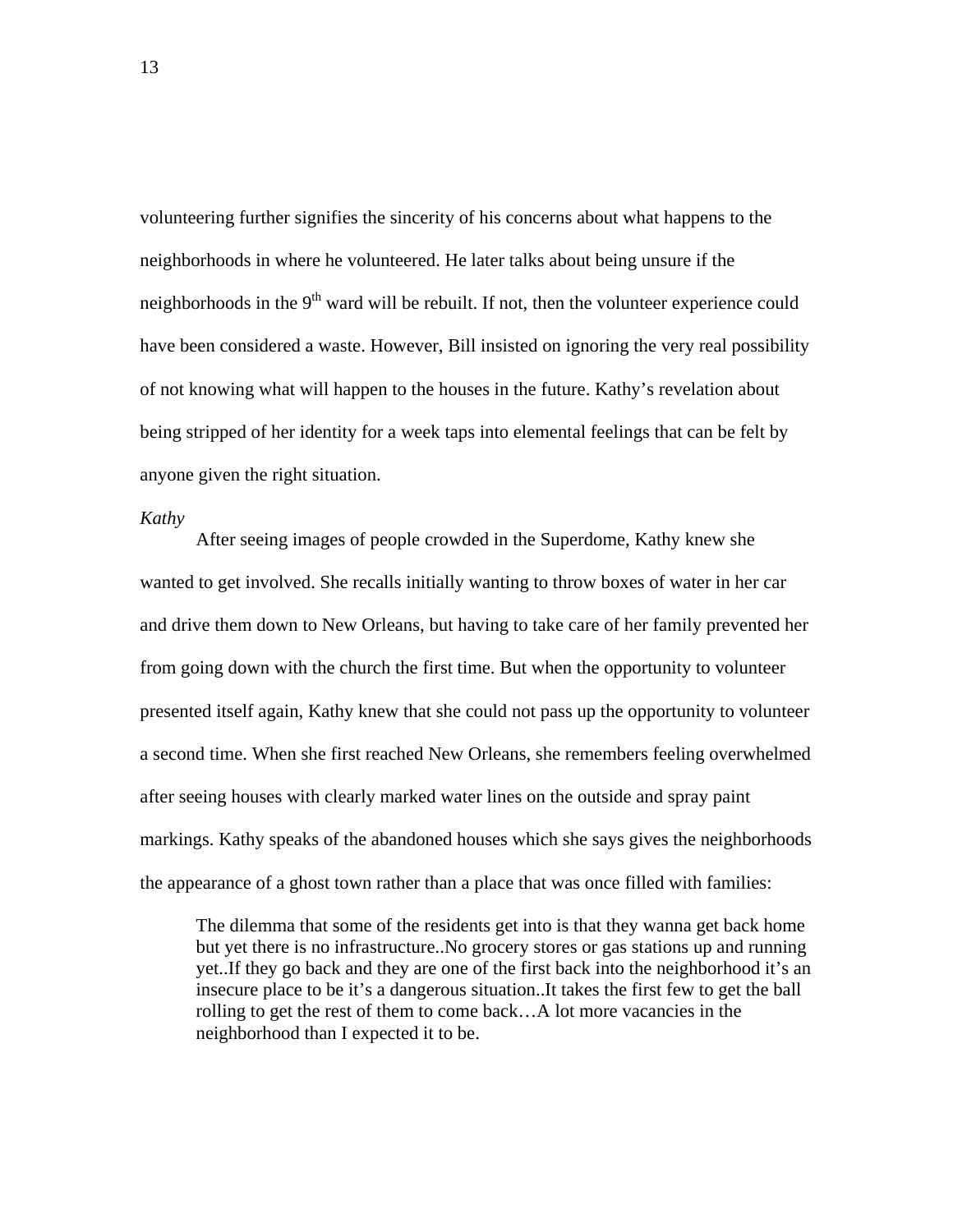volunteering further signifies the sincerity of his concerns about what happens to the neighborhoods in where he volunteered. He later talks about being unsure if the neighborhoods in the 9th ward will be rebuilt. If not, then the volunteer experience could have been considered a waste. However, Bill insisted on ignoring the very real possibility of not knowing what will happen to the houses in the future. Kathy's revelation about being stripped of her identity for a week taps into elemental feelings that can be felt by anyone given the right situation.

*Kathy*

After seeing images of people crowded in the Superdome, Kathy knew she wanted to get involved. She recalls initially wanting to throw boxes of water in her car and drive them down to New Orleans, but having to take care of her family prevented her from going down with the church the first time. But when the opportunity to volunteer presented itself again, Kathy knew that she could not pass up the opportunity to volunteer a second time. When she first reached New Orleans, she remembers feeling overwhelmed after seeing houses with clearly marked water lines on the outside and spray paint markings. Kathy speaks of the abandoned houses which she says gives the neighborhoods the appearance of a ghost town rather than a place that was once filled with families:

> The dilemma that some of the residents get into is that they wanna get back home but yet there is no infrastructure..No grocery stores or gas stations up and running yet..If they go back and they are one of the first back into the neighborhood it's an insecure place to be it's a dangerous situation..It takes the first few to get the ball rolling to get the rest of them to come back…A lot more vacancies in the neighborhood than I expected it to be.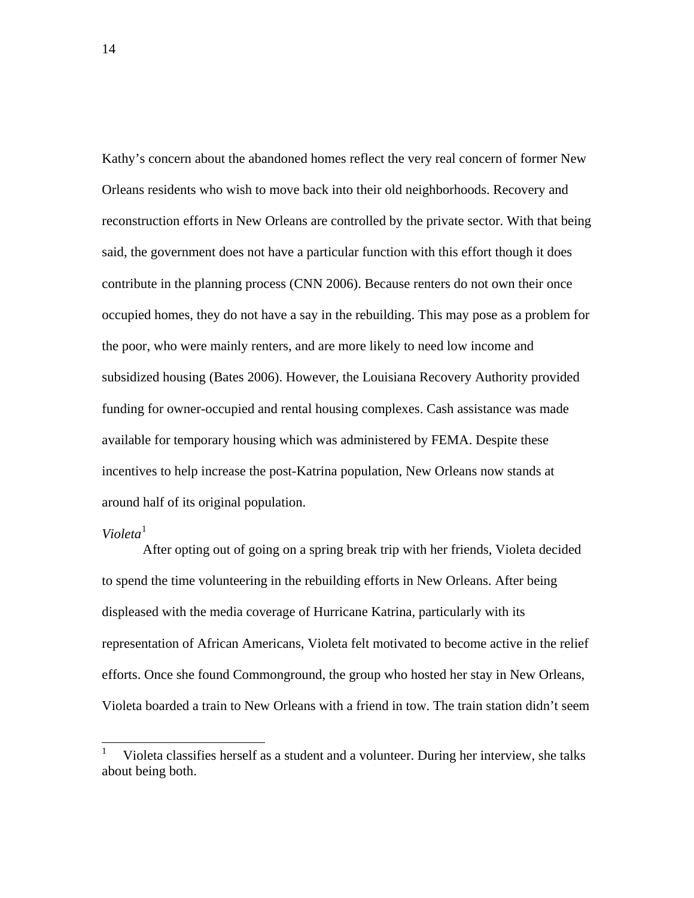Kathy's concern about the abandoned homes reflect the very real concern of former New Orleans residents who wish to move back into their old neighborhoods. Recovery and reconstruction efforts in New Orleans are controlled by the private sector. With that being said, the government does not have a particular function with this effort though it does contribute in the planning process (CNN 2006). Because renters do not own their once occupied homes, they do not have a say in the rebuilding. This may pose as a problem for the poor, who were mainly renters, and are more likely to need low income and subsidized housing (Bates 2006). However, the Louisiana Recovery Authority provided funding for owner-occupied and rental housing complexes. Cash assistance was made available for temporary housing which was administered by FEMA. Despite these incentives to help increase the post-Katrina population, New Orleans now stands at around half of its original population.

*Violeta*[1]

After opting out of going on a spring break trip with her friends, Violeta decided to spend the time volunteering in the rebuilding efforts in New Orleans. After being displeased with the media coverage of Hurricane Katrina, particularly with its representation of African Americans, Violeta felt motivated to become active in the relief efforts. Once she found Commonground, the group who hosted her stay in New Orleans, Violeta boarded a train to New Orleans with a friend in tow. The train station didn't seem

[1] Violeta classifies herself as a student and a volunteer. During her interview, she talks about being both.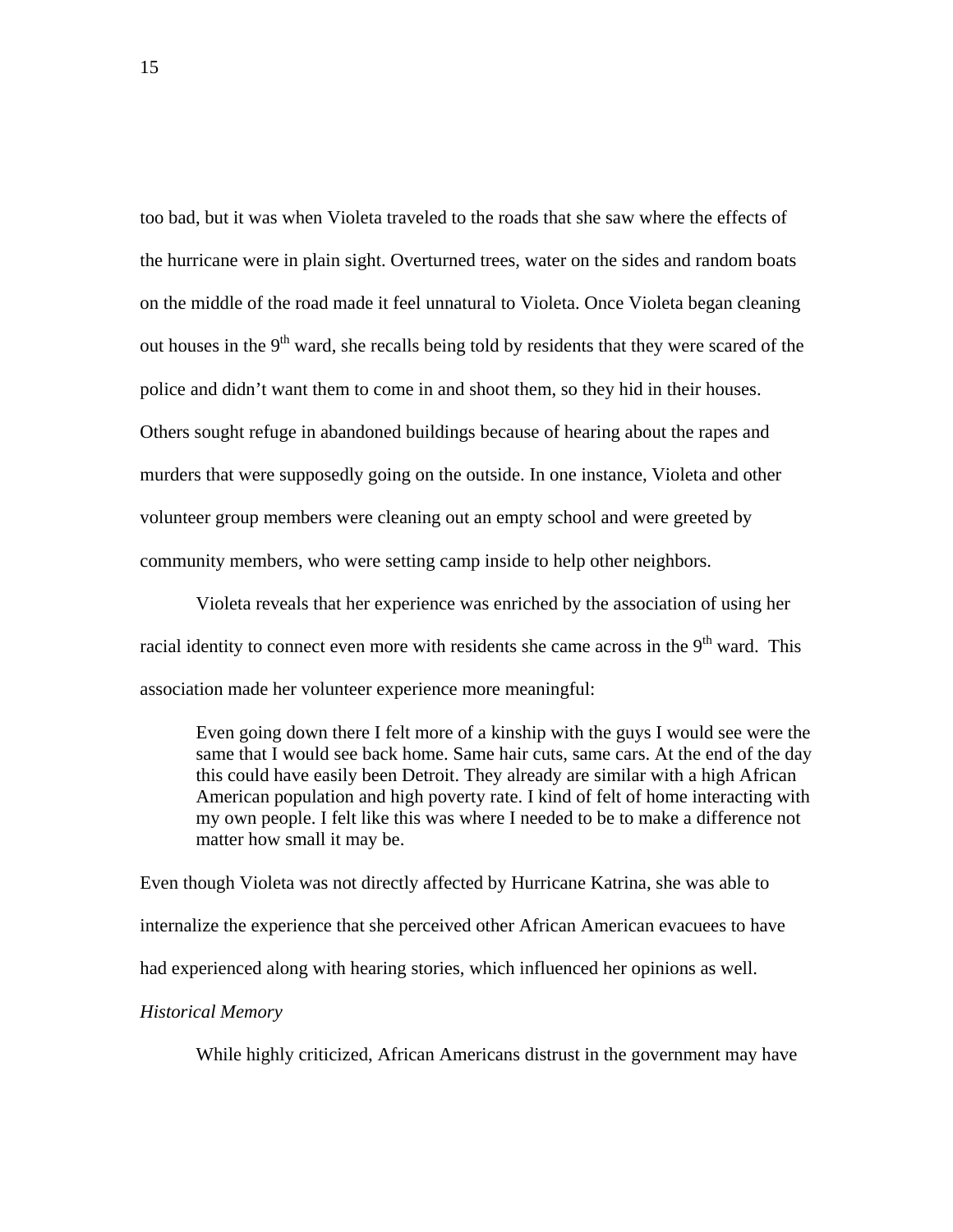too bad, but it was when Violeta traveled to the roads that she saw where the effects of the hurricane were in plain sight. Overturned trees, water on the sides and random boats on the middle of the road made it feel unnatural to Violeta. Once Violeta began cleaning out houses in the 9th ward, she recalls being told by residents that they were scared of the police and didn't want them to come in and shoot them, so they hid in their houses. Others sought refuge in abandoned buildings because of hearing about the rapes and murders that were supposedly going on the outside. In one instance, Violeta and other volunteer group members were cleaning out an empty school and were greeted by community members, who were setting camp inside to help other neighbors.

Violeta reveals that her experience was enriched by the association of using her racial identity to connect even more with residents she came across in the 9th ward. This association made her volunteer experience more meaningful:

> Even going down there I felt more of a kinship with the guys I would see were the same that I would see back home. Same hair cuts, same cars. At the end of the day this could have easily been Detroit. They already are similar with a high African American population and high poverty rate. I kind of felt of home interacting with my own people. I felt like this was where I needed to be to make a difference not matter how small it may be.

Even though Violeta was not directly affected by Hurricane Katrina, she was able to internalize the experience that she perceived other African American evacuees to have had experienced along with hearing stories, which influenced her opinions as well.

*Historical Memory*

While highly criticized, African Americans distrust in the government may have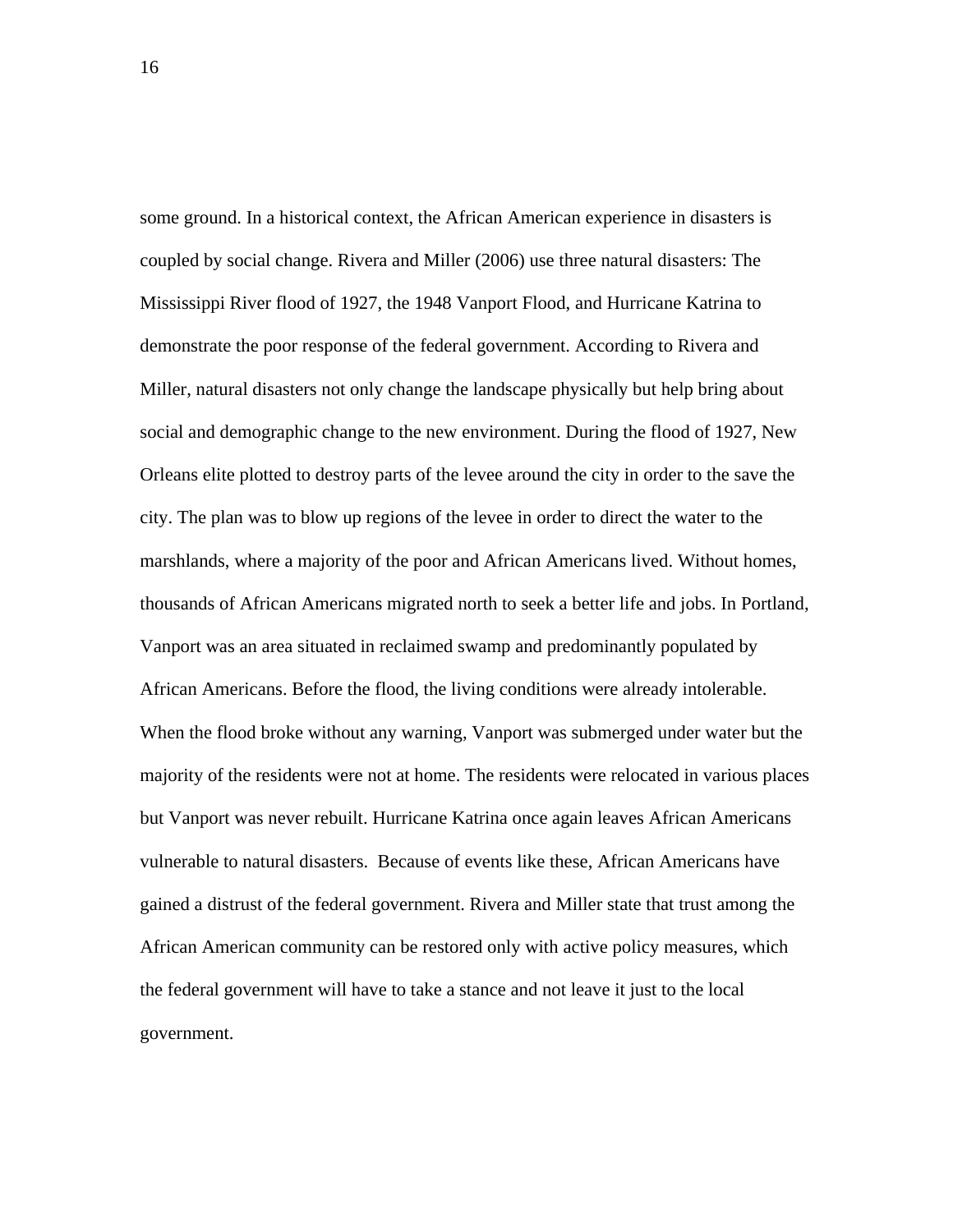some ground. In a historical context, the African American experience in disasters is coupled by social change. Rivera and Miller (2006) use three natural disasters: The Mississippi River flood of 1927, the 1948 Vanport Flood, and Hurricane Katrina to demonstrate the poor response of the federal government. According to Rivera and Miller, natural disasters not only change the landscape physically but help bring about social and demographic change to the new environment. During the flood of 1927, New Orleans elite plotted to destroy parts of the levee around the city in order to the save the city. The plan was to blow up regions of the levee in order to direct the water to the marshlands, where a majority of the poor and African Americans lived. Without homes, thousands of African Americans migrated north to seek a better life and jobs. In Portland, Vanport was an area situated in reclaimed swamp and predominantly populated by African Americans. Before the flood, the living conditions were already intolerable. When the flood broke without any warning, Vanport was submerged under water but the majority of the residents were not at home. The residents were relocated in various places but Vanport was never rebuilt. Hurricane Katrina once again leaves African Americans vulnerable to natural disasters. Because of events like these, African Americans have gained a distrust of the federal government. Rivera and Miller state that trust among the African American community can be restored only with active policy measures, which the federal government will have to take a stance and not leave it just to the local government.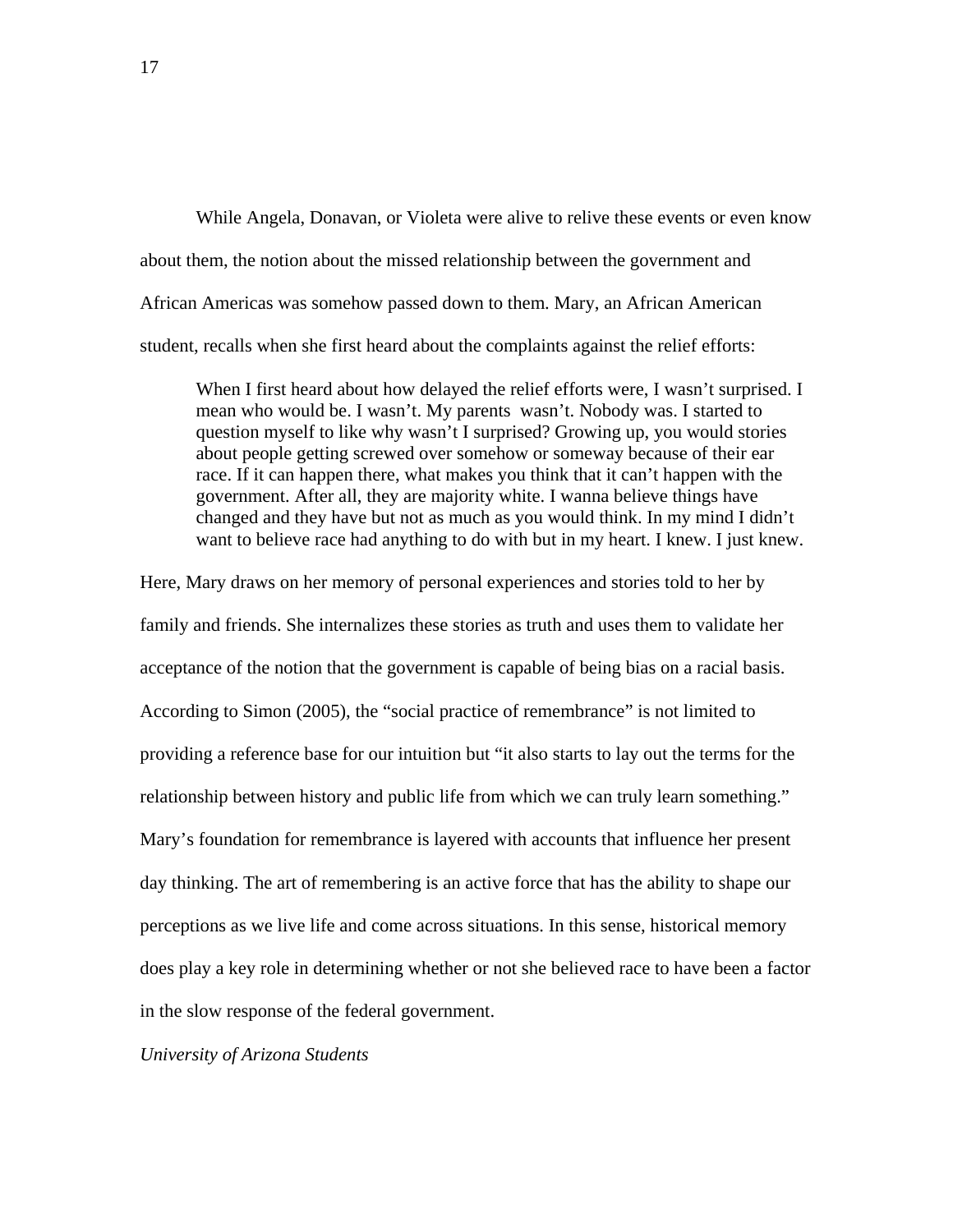While Angela, Donavan, or Violeta were alive to relive these events or even know about them, the notion about the missed relationship between the government and African Americas was somehow passed down to them. Mary, an African American student, recalls when she first heard about the complaints against the relief efforts:

> When I first heard about how delayed the relief efforts were, I wasn't surprised. I mean who would be. I wasn't. My parents wasn't. Nobody was. I started to question myself to like why wasn't I surprised? Growing up, you would stories about people getting screwed over somehow or someway because of their ear race. If it can happen there, what makes you think that it can't happen with the government. After all, they are majority white. I wanna believe things have changed and they have but not as much as you would think. In my mind I didn't want to believe race had anything to do with but in my heart. I knew. I just knew.

Here, Mary draws on her memory of personal experiences and stories told to her by family and friends. She internalizes these stories as truth and uses them to validate her acceptance of the notion that the government is capable of being bias on a racial basis. According to Simon (2005), the "social practice of remembrance" is not limited to providing a reference base for our intuition but "it also starts to lay out the terms for the relationship between history and public life from which we can truly learn something." Mary's foundation for remembrance is layered with accounts that influence her present day thinking. The art of remembering is an active force that has the ability to shape our perceptions as we live life and come across situations. In this sense, historical memory does play a key role in determining whether or not she believed race to have been a factor in the slow response of the federal government.

*University of Arizona Students*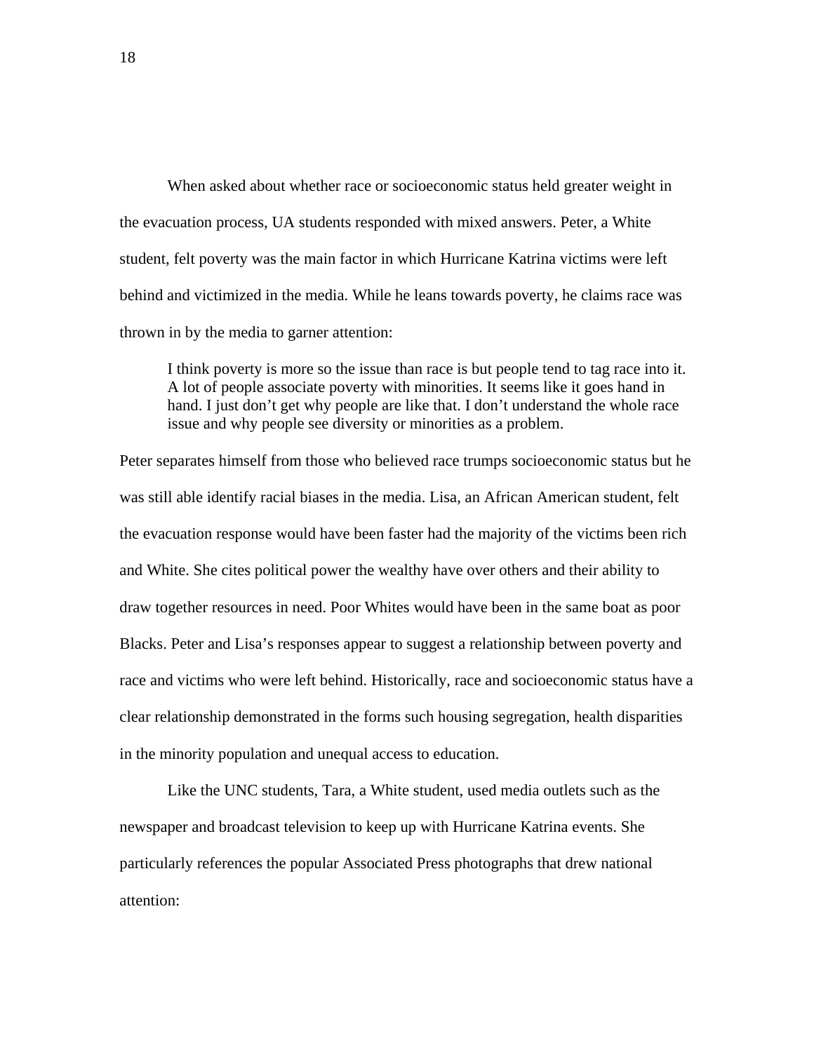When asked about whether race or socioeconomic status held greater weight in the evacuation process, UA students responded with mixed answers. Peter, a White student, felt poverty was the main factor in which Hurricane Katrina victims were left behind and victimized in the media. While he leans towards poverty, he claims race was thrown in by the media to garner attention:

> I think poverty is more so the issue than race is but people tend to tag race into it. A lot of people associate poverty with minorities. It seems like it goes hand in hand. I just don't get why people are like that. I don't understand the whole race issue and why people see diversity or minorities as a problem.

Peter separates himself from those who believed race trumps socioeconomic status but he was still able identify racial biases in the media. Lisa, an African American student, felt the evacuation response would have been faster had the majority of the victims been rich and White. She cites political power the wealthy have over others and their ability to draw together resources in need. Poor Whites would have been in the same boat as poor Blacks. Peter and Lisa's responses appear to suggest a relationship between poverty and race and victims who were left behind. Historically, race and socioeconomic status have a clear relationship demonstrated in the forms such housing segregation, health disparities in the minority population and unequal access to education.

Like the UNC students, Tara, a White student, used media outlets such as the newspaper and broadcast television to keep up with Hurricane Katrina events. She particularly references the popular Associated Press photographs that drew national attention: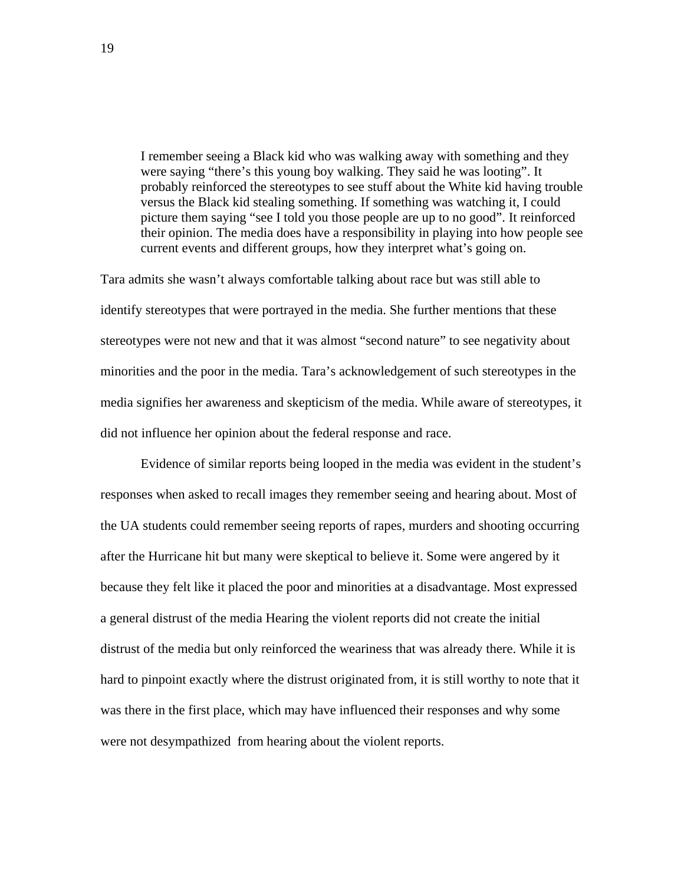> I remember seeing a Black kid who was walking away with something and they were saying "there's this young boy walking. They said he was looting". It probably reinforced the stereotypes to see stuff about the White kid having trouble versus the Black kid stealing something. If something was watching it, I could picture them saying "see I told you those people are up to no good". It reinforced their opinion. The media does have a responsibility in playing into how people see current events and different groups, how they interpret what's going on.

Tara admits she wasn't always comfortable talking about race but was still able to identify stereotypes that were portrayed in the media. She further mentions that these stereotypes were not new and that it was almost "second nature" to see negativity about minorities and the poor in the media. Tara's acknowledgement of such stereotypes in the media signifies her awareness and skepticism of the media. While aware of stereotypes, it did not influence her opinion about the federal response and race.

Evidence of similar reports being looped in the media was evident in the student's responses when asked to recall images they remember seeing and hearing about. Most of the UA students could remember seeing reports of rapes, murders and shooting occurring after the Hurricane hit but many were skeptical to believe it. Some were angered by it because they felt like it placed the poor and minorities at a disadvantage. Most expressed a general distrust of the media Hearing the violent reports did not create the initial distrust of the media but only reinforced the weariness that was already there. While it is hard to pinpoint exactly where the distrust originated from, it is still worthy to note that it was there in the first place, which may have influenced their responses and why some were not desympathized from hearing about the violent reports.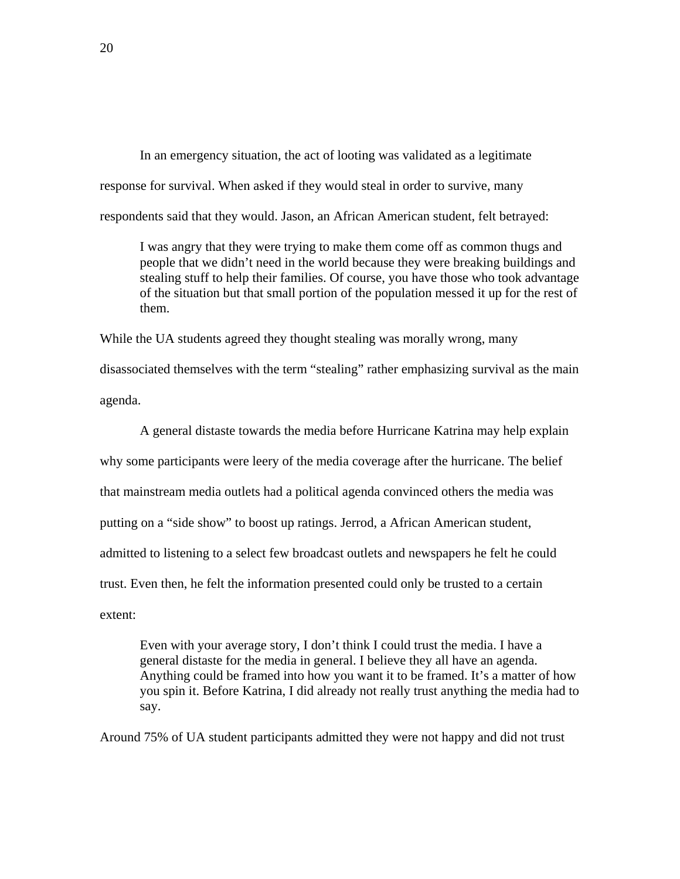In an emergency situation, the act of looting was validated as a legitimate response for survival. When asked if they would steal in order to survive, many respondents said that they would. Jason, an African American student, felt betrayed:

> I was angry that they were trying to make them come off as common thugs and people that we didn't need in the world because they were breaking buildings and stealing stuff to help their families. Of course, you have those who took advantage of the situation but that small portion of the population messed it up for the rest of them.

While the UA students agreed they thought stealing was morally wrong, many disassociated themselves with the term "stealing" rather emphasizing survival as the main agenda.

A general distaste towards the media before Hurricane Katrina may help explain why some participants were leery of the media coverage after the hurricane. The belief that mainstream media outlets had a political agenda convinced others the media was putting on a "side show" to boost up ratings. Jerrod, a African American student, admitted to listening to a select few broadcast outlets and newspapers he felt he could trust. Even then, he felt the information presented could only be trusted to a certain extent:

> Even with your average story, I don't think I could trust the media. I have a general distaste for the media in general. I believe they all have an agenda. Anything could be framed into how you want it to be framed. It's a matter of how you spin it. Before Katrina, I did already not really trust anything the media had to say.

Around 75% of UA student participants admitted they were not happy and did not trust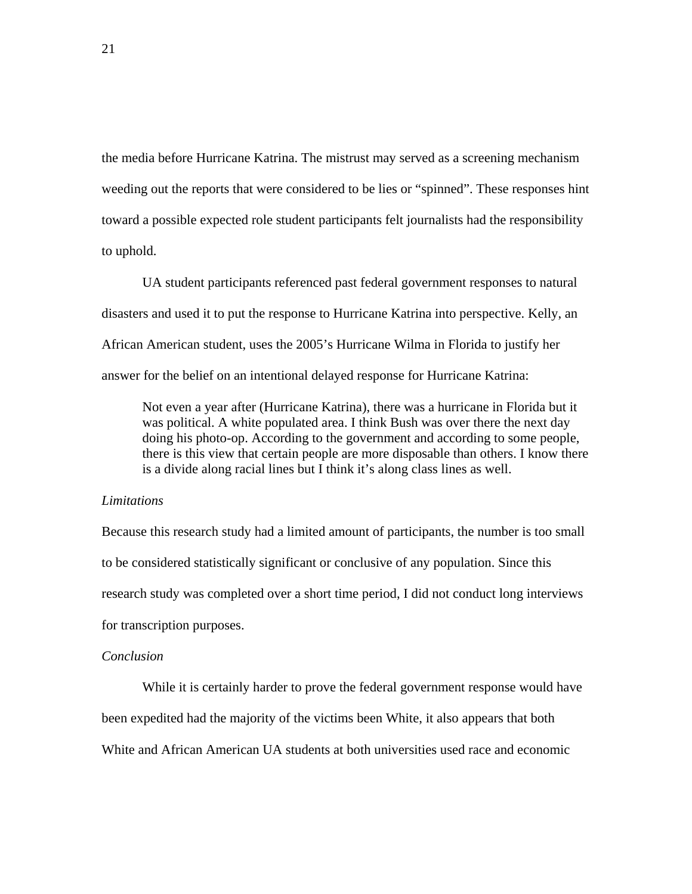the media before Hurricane Katrina. The mistrust may served as a screening mechanism weeding out the reports that were considered to be lies or "spinned". These responses hint toward a possible expected role student participants felt journalists had the responsibility to uphold.

UA student participants referenced past federal government responses to natural disasters and used it to put the response to Hurricane Katrina into perspective. Kelly, an African American student, uses the 2005's Hurricane Wilma in Florida to justify her answer for the belief on an intentional delayed response for Hurricane Katrina:

> Not even a year after (Hurricane Katrina), there was a hurricane in Florida but it was political. A white populated area. I think Bush was over there the next day doing his photo-op. According to the government and according to some people, there is this view that certain people are more disposable than others. I know there is a divide along racial lines but I think it's along class lines as well.

*Limitations*

Because this research study had a limited amount of participants, the number is too small to be considered statistically significant or conclusive of any population. Since this research study was completed over a short time period, I did not conduct long interviews for transcription purposes.

*Conclusion*

While it is certainly harder to prove the federal government response would have been expedited had the majority of the victims been White, it also appears that both White and African American UA students at both universities used race and economic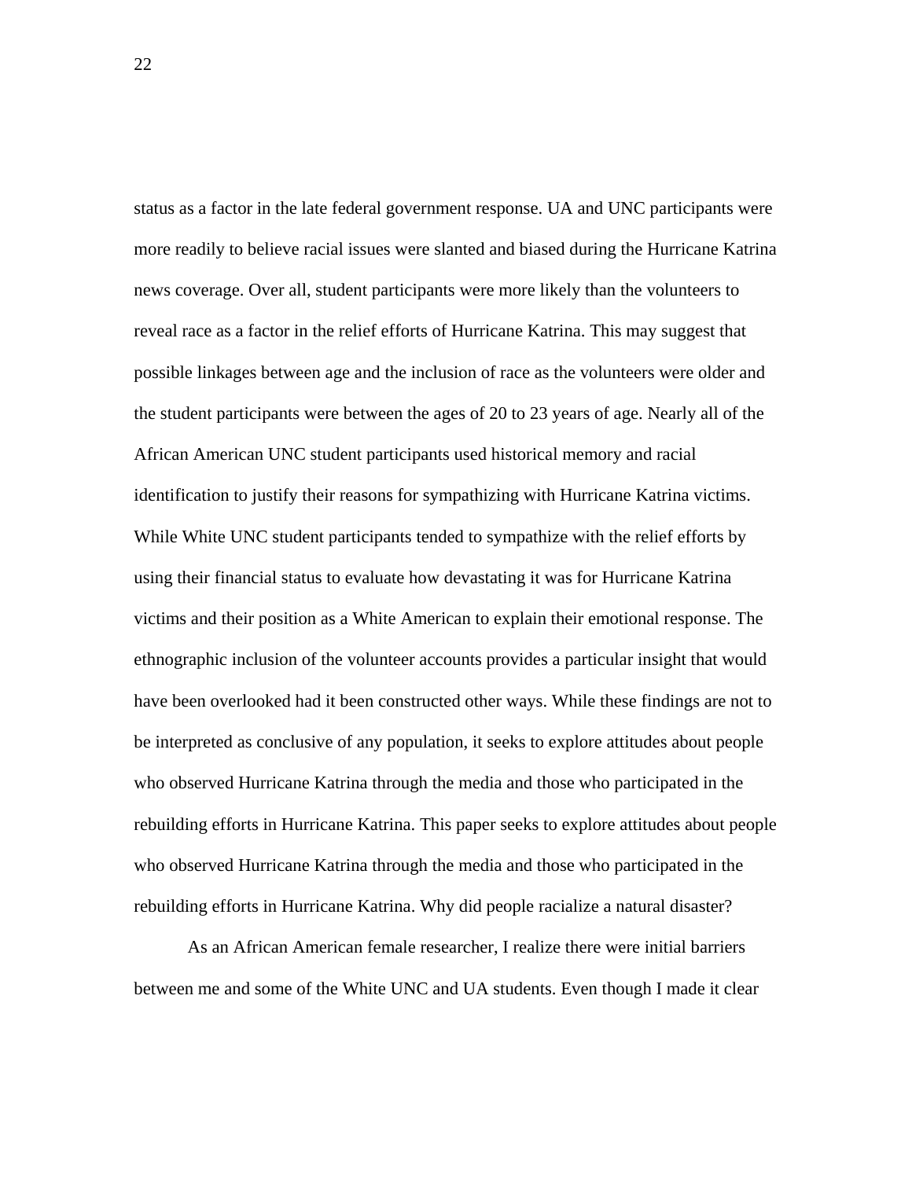status as a factor in the late federal government response. UA and UNC participants were more readily to believe racial issues were slanted and biased during the Hurricane Katrina news coverage. Over all, student participants were more likely than the volunteers to reveal race as a factor in the relief efforts of Hurricane Katrina. This may suggest that possible linkages between age and the inclusion of race as the volunteers were older and the student participants were between the ages of 20 to 23 years of age. Nearly all of the African American UNC student participants used historical memory and racial identification to justify their reasons for sympathizing with Hurricane Katrina victims. While White UNC student participants tended to sympathize with the relief efforts by using their financial status to evaluate how devastating it was for Hurricane Katrina victims and their position as a White American to explain their emotional response. The ethnographic inclusion of the volunteer accounts provides a particular insight that would have been overlooked had it been constructed other ways. While these findings are not to be interpreted as conclusive of any population, it seeks to explore attitudes about people who observed Hurricane Katrina through the media and those who participated in the rebuilding efforts in Hurricane Katrina. This paper seeks to explore attitudes about people who observed Hurricane Katrina through the media and those who participated in the rebuilding efforts in Hurricane Katrina. Why did people racialize a natural disaster?

As an African American female researcher, I realize there were initial barriers between me and some of the White UNC and UA students. Even though I made it clear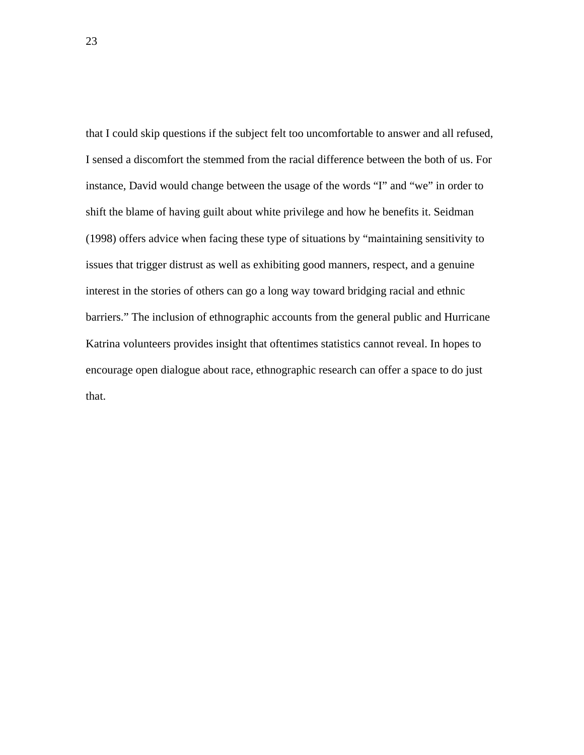that I could skip questions if the subject felt too uncomfortable to answer and all refused, I sensed a discomfort the stemmed from the racial difference between the both of us. For instance, David would change between the usage of the words “I” and “we” in order to shift the blame of having guilt about white privilege and how he benefits it. Seidman (1998) offers advice when facing these type of situations by “maintaining sensitivity to issues that trigger distrust as well as exhibiting good manners, respect, and a genuine interest in the stories of others can go a long way toward bridging racial and ethnic barriers.” The inclusion of ethnographic accounts from the general public and Hurricane Katrina volunteers provides insight that oftentimes statistics cannot reveal. In hopes to encourage open dialogue about race, ethnographic research can offer a space to do just that.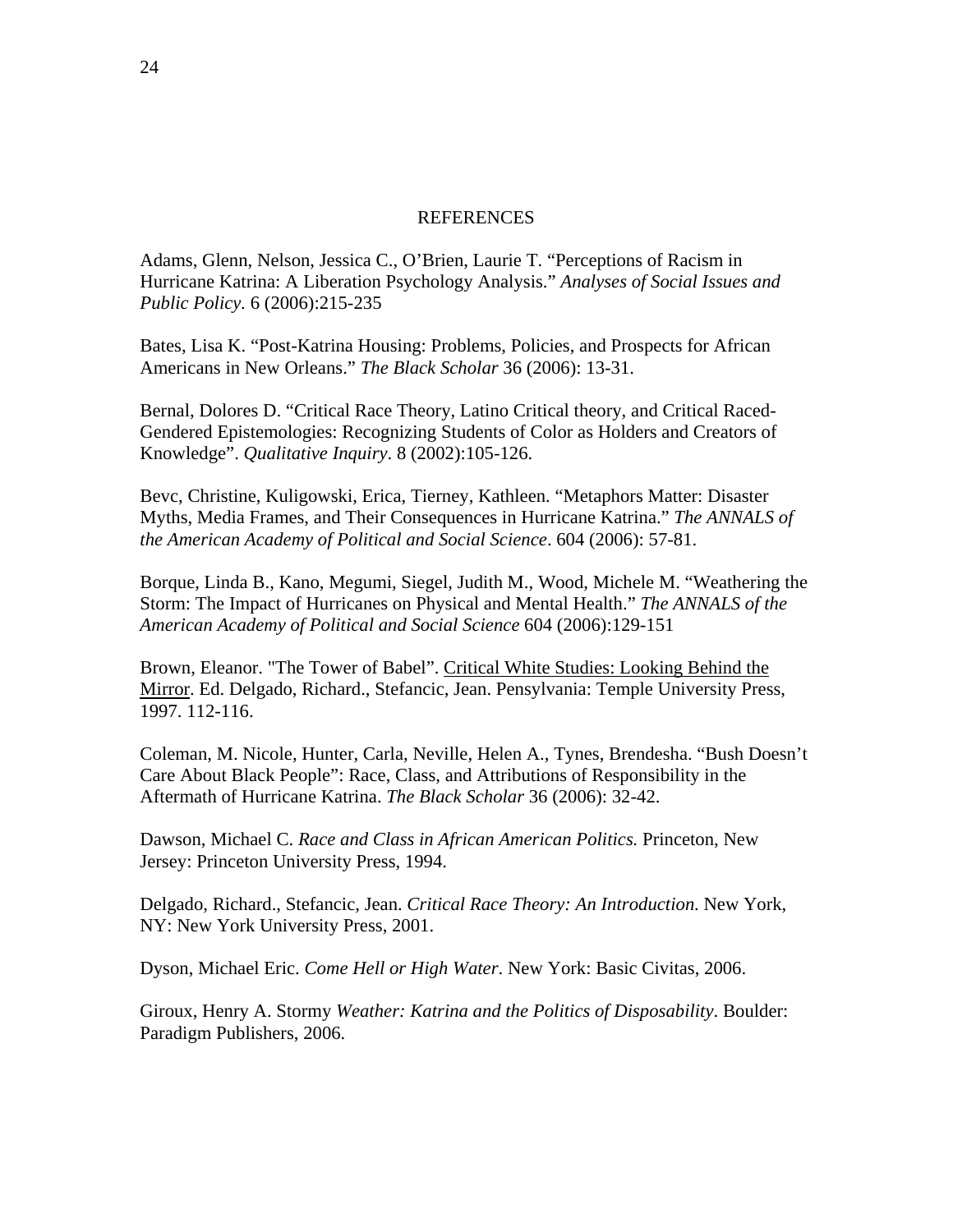# REFERENCES

Adams, Glenn, Nelson, Jessica C., O'Brien, Laurie T. "Perceptions of Racism in Hurricane Katrina: A Liberation Psychology Analysis." *Analyses of Social Issues and Public Policy*. 6 (2006):215-235

Bates, Lisa K. "Post-Katrina Housing: Problems, Policies, and Prospects for African Americans in New Orleans." *The Black Scholar* 36 (2006): 13-31.

Bernal, Dolores D. "Critical Race Theory, Latino Critical theory, and Critical Raced-Gendered Epistemologies: Recognizing Students of Color as Holders and Creators of Knowledge". *Qualitative Inquiry*. 8 (2002):105-126.

Bevc, Christine, Kuligowski, Erica, Tierney, Kathleen. "Metaphors Matter: Disaster Myths, Media Frames, and Their Consequences in Hurricane Katrina." *The ANNALS of the American Academy of Political and Social Science*. 604 (2006): 57-81.

Borque, Linda B., Kano, Megumi, Siegel, Judith M., Wood, Michele M. "Weathering the Storm: The Impact of Hurricanes on Physical and Mental Health." *The ANNALS of the American Academy of Political and Social Science* 604 (2006):129-151

Brown, Eleanor. "The Tower of Babel". Critical White Studies: Looking Behind the Mirror. Ed. Delgado, Richard., Stefancic, Jean. Pensylvania: Temple University Press, 1997. 112-116.

Coleman, M. Nicole, Hunter, Carla, Neville, Helen A., Tynes, Brendesha. "Bush Doesn't Care About Black People": Race, Class, and Attributions of Responsibility in the Aftermath of Hurricane Katrina. *The Black Scholar* 36 (2006): 32-42.

Dawson, Michael C. *Race and Class in African American Politics.* Princeton, New Jersey: Princeton University Press, 1994.

Delgado, Richard., Stefancic, Jean. *Critical Race Theory: An Introduction*. New York, NY: New York University Press, 2001.

Dyson, Michael Eric. *Come Hell or High Water*. New York: Basic Civitas, 2006.

Giroux, Henry A. Stormy *Weather: Katrina and the Politics of Disposability*. Boulder: Paradigm Publishers, 2006.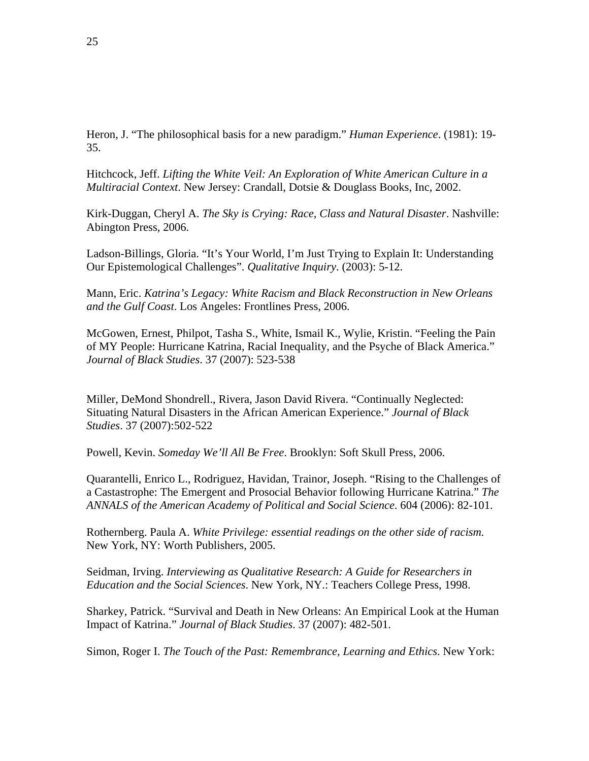Heron, J. “The philosophical basis for a new paradigm.” *Human Experience*. (1981): 19-35.

Hitchcock, Jeff. *Lifting the White Veil: An Exploration of White American Culture in a Multiracial Context*. New Jersey: Crandall, Dotsie & Douglass Books, Inc, 2002.

Kirk-Duggan, Cheryl A. *The Sky is Crying: Race, Class and Natural Disaster*. Nashville: Abington Press, 2006.

Ladson-Billings, Gloria. “It’s Your World, I’m Just Trying to Explain It: Understanding Our Epistemological Challenges”. *Qualitative Inquiry*. (2003): 5-12.

Mann, Eric. *Katrina’s Legacy: White Racism and Black Reconstruction in New Orleans and the Gulf Coast*. Los Angeles: Frontlines Press, 2006.

McGowen, Ernest, Philpot, Tasha S., White, Ismail K., Wylie, Kristin. “Feeling the Pain of MY People: Hurricane Katrina, Racial Inequality, and the Psyche of Black America.” *Journal of Black Studies*. 37 (2007): 523-538

Miller, DeMond Shondrell., Rivera, Jason David Rivera. “Continually Neglected: Situating Natural Disasters in the African American Experience.” *Journal of Black Studies*. 37 (2007):502-522

Powell, Kevin. *Someday We’ll All Be Free*. Brooklyn: Soft Skull Press, 2006.

Quarantelli, Enrico L., Rodriguez, Havidan, Trainor, Joseph. “Rising to the Challenges of a Castastrophe: The Emergent and Prosocial Behavior following Hurricane Katrina.” *The ANNALS of the American Academy of Political and Social Science.* 604 (2006): 82-101.

Rothernberg. Paula A. *White Privilege: essential readings on the other side of racism.* New York, NY: Worth Publishers, 2005.

Seidman, Irving. *Interviewing as Qualitative Research: A Guide for Researchers in Education and the Social Sciences*. New York, NY.: Teachers College Press, 1998.

Sharkey, Patrick. “Survival and Death in New Orleans: An Empirical Look at the Human Impact of Katrina.” *Journal of Black Studies*. 37 (2007): 482-501.

Simon, Roger I. *The Touch of the Past: Remembrance, Learning and Ethics*. New York: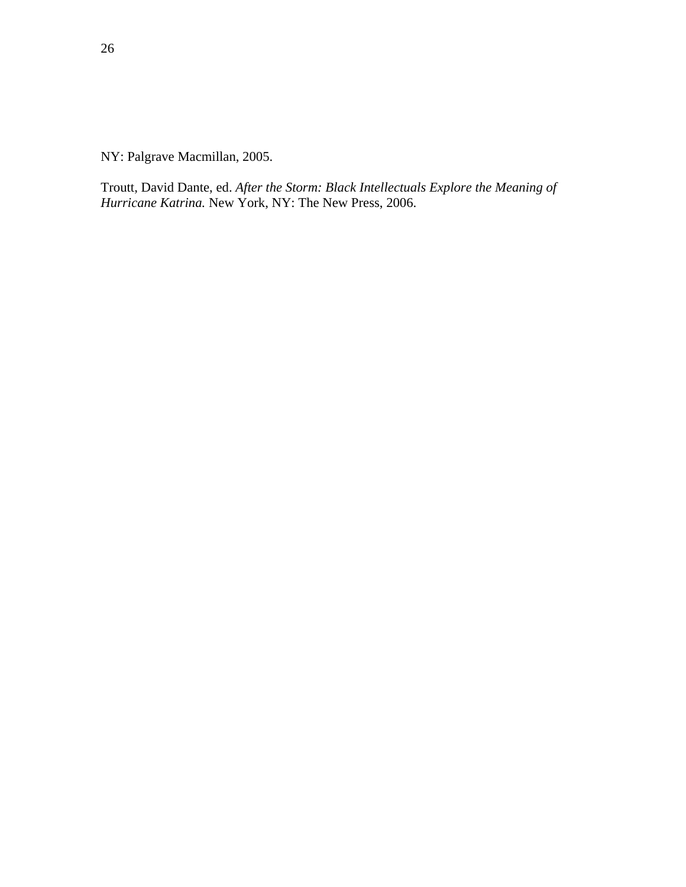NY: Palgrave Macmillan, 2005.

Troutt, David Dante, ed. *After the Storm: Black Intellectuals Explore the Meaning of Hurricane Katrina.* New York, NY: The New Press, 2006.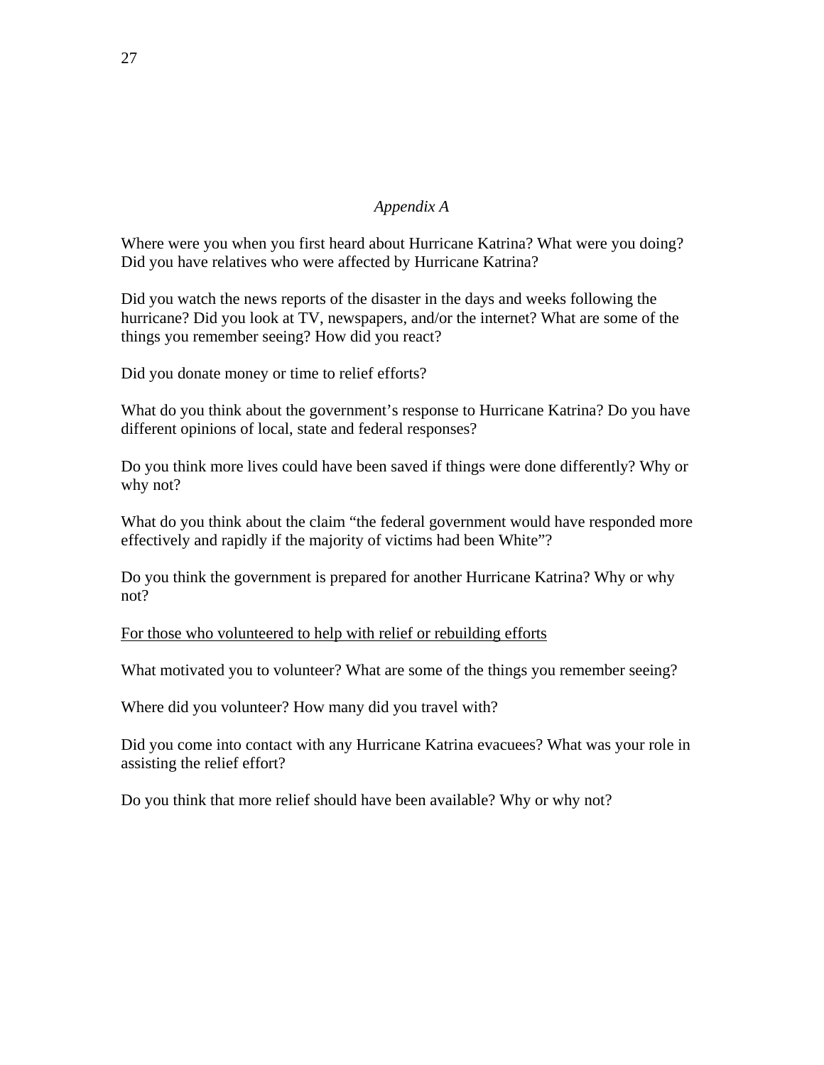## *Appendix A*

Where were you when you first heard about Hurricane Katrina? What were you doing? Did you have relatives who were affected by Hurricane Katrina?

Did you watch the news reports of the disaster in the days and weeks following the hurricane? Did you look at TV, newspapers, and/or the internet? What are some of the things you remember seeing? How did you react?

Did you donate money or time to relief efforts?

What do you think about the government's response to Hurricane Katrina? Do you have different opinions of local, state and federal responses?

Do you think more lives could have been saved if things were done differently? Why or why not?

What do you think about the claim "the federal government would have responded more effectively and rapidly if the majority of victims had been White"?

Do you think the government is prepared for another Hurricane Katrina? Why or why not?

<u>For those who volunteered to help with relief or rebuilding efforts</u>

What motivated you to volunteer? What are some of the things you remember seeing?

Where did you volunteer? How many did you travel with?

Did you come into contact with any Hurricane Katrina evacuees? What was your role in assisting the relief effort?

Do you think that more relief should have been available? Why or why not?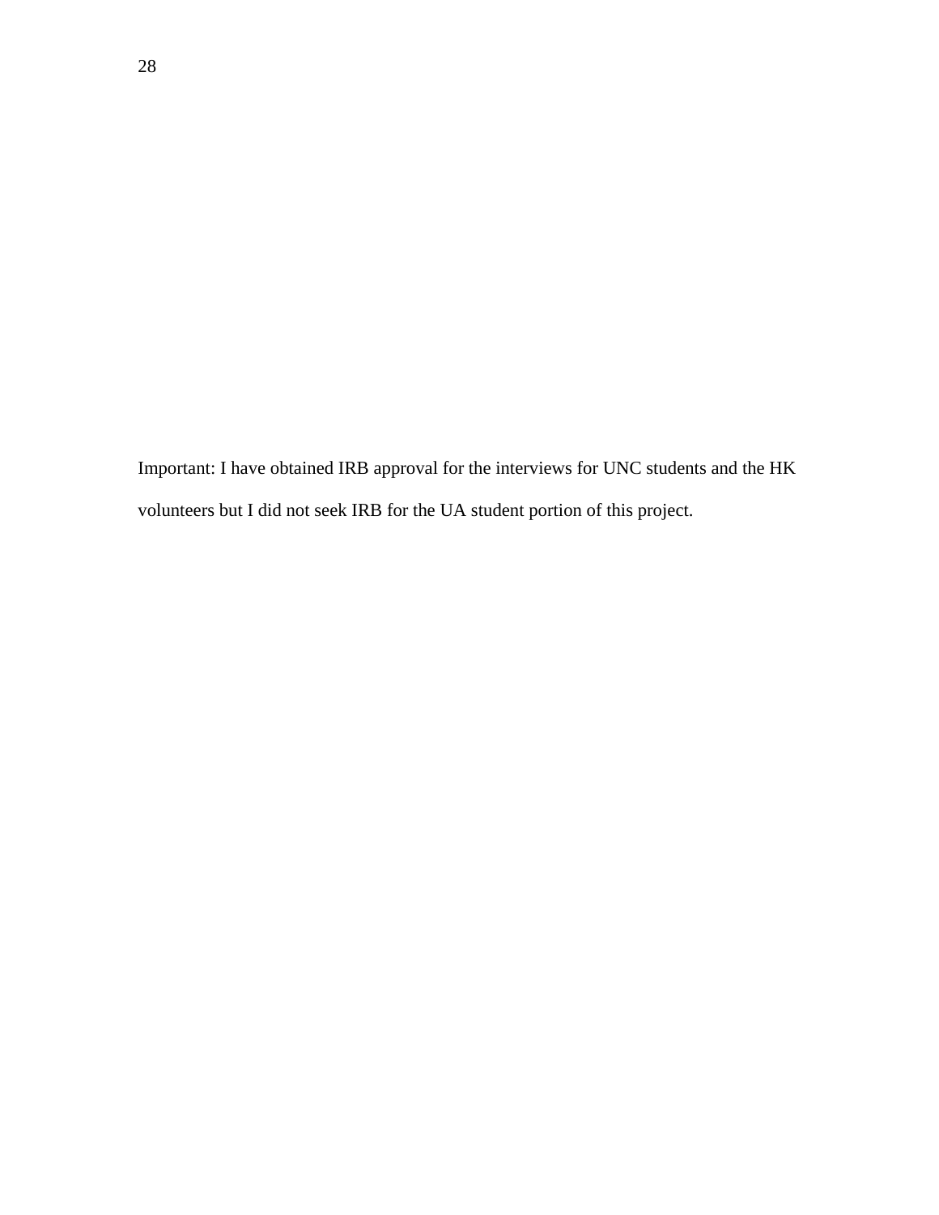Important: I have obtained IRB approval for the interviews for UNC students and the HK volunteers but I did not seek IRB for the UA student portion of this project.